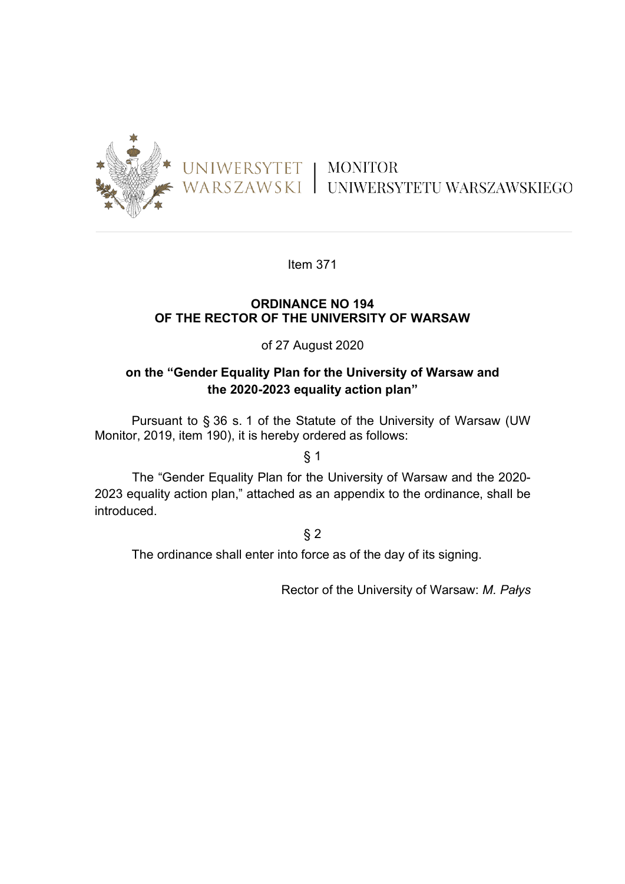UNIWERSYTET WARSZAWSKI | MONITOR UNIWERSYTETU WARSZAWSKIEGO

Item 371

**ORDINANCE NO 194**
**OF THE RECTOR OF THE UNIVERSITY OF WARSAW**

of 27 August 2020

**on the "Gender Equality Plan for the University of Warsaw and the 2020-2023 equality action plan"**

Pursuant to § 36 s. 1 of the Statute of the University of Warsaw (UW Monitor, 2019, item 190), it is hereby ordered as follows:

§ 1

The "Gender Equality Plan for the University of Warsaw and the 2020-2023 equality action plan," attached as an appendix to the ordinance, shall be introduced.

§ 2

The ordinance shall enter into force as of the day of its signing.

Rector of the University of Warsaw: *M. Pałys*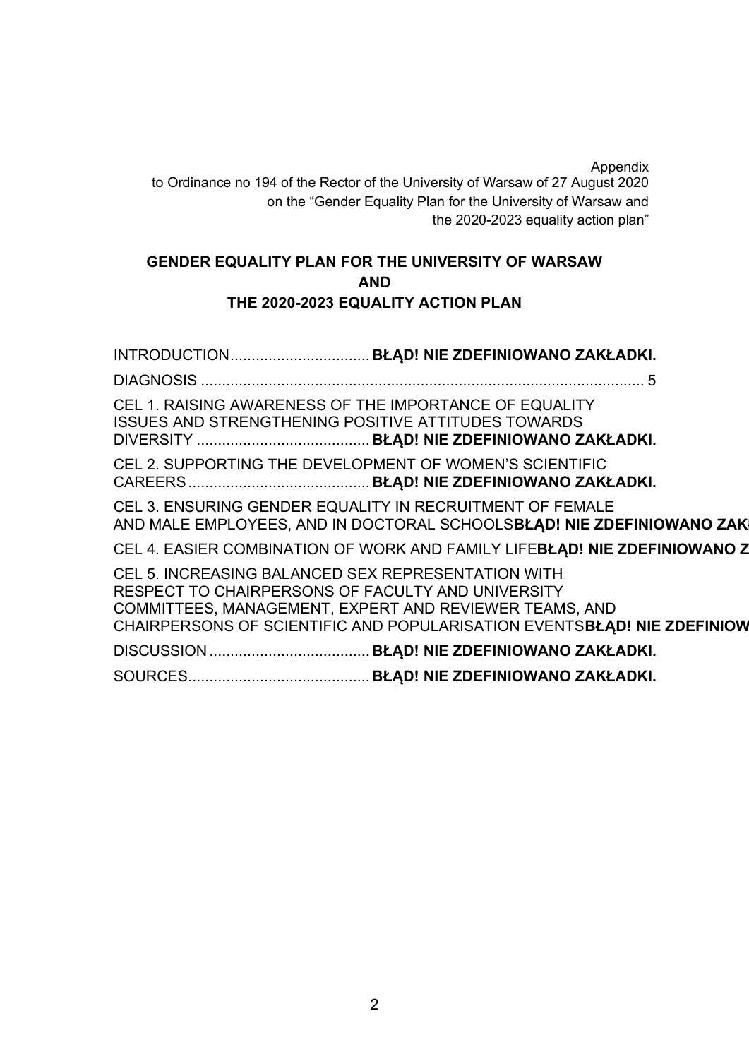Appendix
to Ordinance no 194 of the Rector of the University of Warsaw of 27 August 2020
on the "Gender Equality Plan for the University of Warsaw and
the 2020-2023 equality action plan"

# GENDER EQUALITY PLAN FOR THE UNIVERSITY OF WARSAW AND THE 2020-2023 EQUALITY ACTION PLAN

INTRODUCTION................................ **BŁĄD! NIE ZDEFINIOWANO ZAKŁADKI.**

DIAGNOSIS ........................................................................................................ 5

CEL 1. RAISING AWARENESS OF THE IMPORTANCE OF EQUALITY ISSUES AND STRENGTHENING POSITIVE ATTITUDES TOWARDS DIVERSITY ......................................... **BŁĄD! NIE ZDEFINIOWANO ZAKŁADKI.**

CEL 2. SUPPORTING THE DEVELOPMENT OF WOMEN'S SCIENTIFIC CAREERS........................................... **BŁĄD! NIE ZDEFINIOWANO ZAKŁADKI.**

CEL 3. ENSURING GENDER EQUALITY IN RECRUITMENT OF FEMALE AND MALE EMPLOYEES, AND IN DOCTORAL SCHOOLS**BŁĄD! NIE ZDEFINIOWANO ZAK**

CEL 4. EASIER COMBINATION OF WORK AND FAMILY LIFE**BŁĄD! NIE ZDEFINIOWANO Z**

CEL 5. INCREASING BALANCED SEX REPRESENTATION WITH RESPECT TO CHAIRPERSONS OF FACULTY AND UNIVERSITY COMMITTEES, MANAGEMENT, EXPERT AND REVIEWER TEAMS, AND CHAIRPERSONS OF SCIENTIFIC AND POPULARISATION EVENTS**BŁĄD! NIE ZDEFINIOW**

DISCUSSION ..................................... **BŁĄD! NIE ZDEFINIOWANO ZAKŁADKI.**

SOURCES.......................................... **BŁĄD! NIE ZDEFINIOWANO ZAKŁADKI.**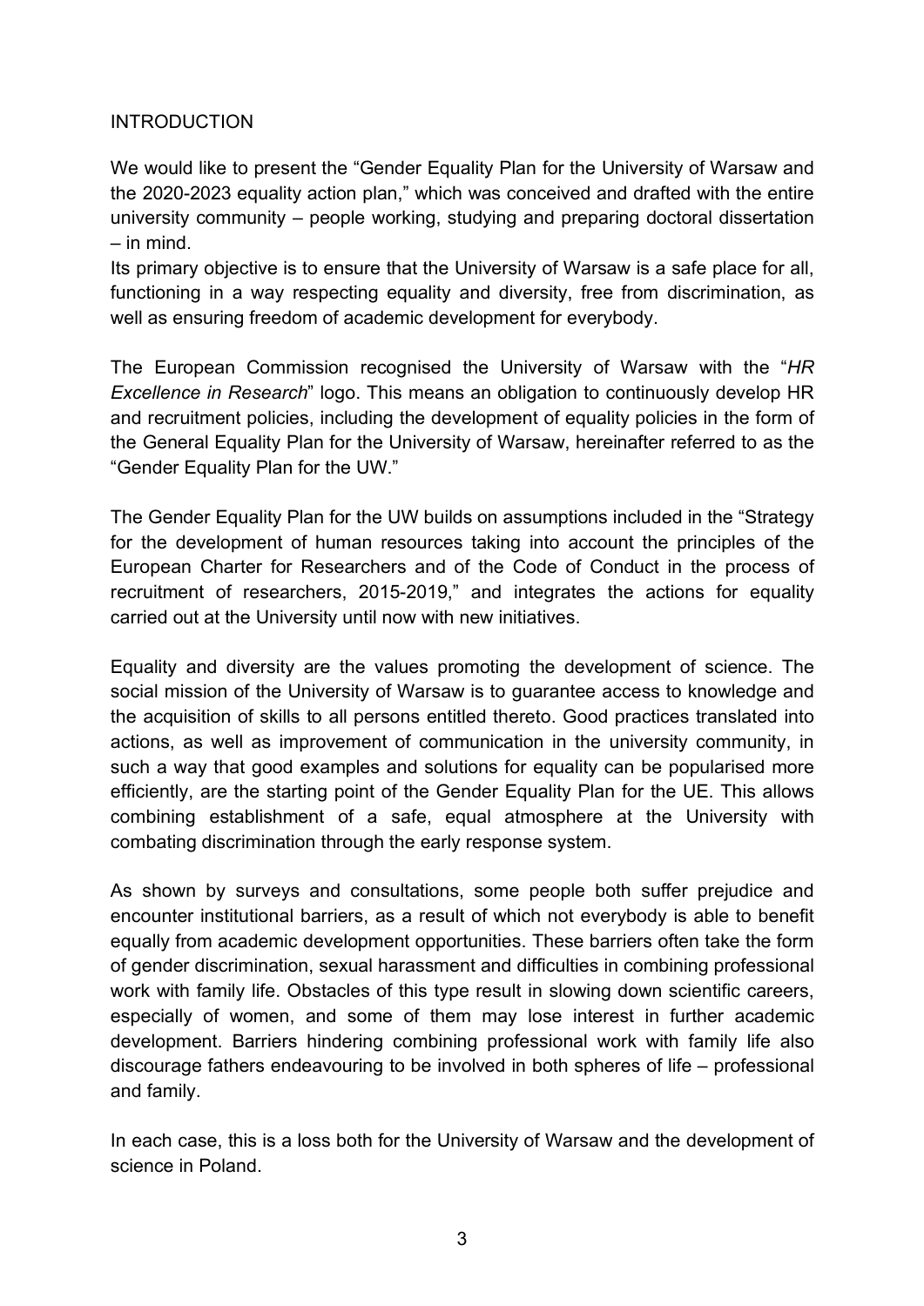# INTRODUCTION

We would like to present the "Gender Equality Plan for the University of Warsaw and the 2020-2023 equality action plan," which was conceived and drafted with the entire university community – people working, studying and preparing doctoral dissertation – in mind.

Its primary objective is to ensure that the University of Warsaw is a safe place for all, functioning in a way respecting equality and diversity, free from discrimination, as well as ensuring freedom of academic development for everybody.

The European Commission recognised the University of Warsaw with the "*HR Excellence in Research*" logo. This means an obligation to continuously develop HR and recruitment policies, including the development of equality policies in the form of the General Equality Plan for the University of Warsaw, hereinafter referred to as the "Gender Equality Plan for the UW."

The Gender Equality Plan for the UW builds on assumptions included in the "Strategy for the development of human resources taking into account the principles of the European Charter for Researchers and of the Code of Conduct in the process of recruitment of researchers, 2015-2019," and integrates the actions for equality carried out at the University until now with new initiatives.

Equality and diversity are the values promoting the development of science. The social mission of the University of Warsaw is to guarantee access to knowledge and the acquisition of skills to all persons entitled thereto. Good practices translated into actions, as well as improvement of communication in the university community, in such a way that good examples and solutions for equality can be popularised more efficiently, are the starting point of the Gender Equality Plan for the UE. This allows combining establishment of a safe, equal atmosphere at the University with combating discrimination through the early response system.

As shown by surveys and consultations, some people both suffer prejudice and encounter institutional barriers, as a result of which not everybody is able to benefit equally from academic development opportunities. These barriers often take the form of gender discrimination, sexual harassment and difficulties in combining professional work with family life. Obstacles of this type result in slowing down scientific careers, especially of women, and some of them may lose interest in further academic development. Barriers hindering combining professional work with family life also discourage fathers endeavouring to be involved in both spheres of life – professional and family.

In each case, this is a loss both for the University of Warsaw and the development of science in Poland.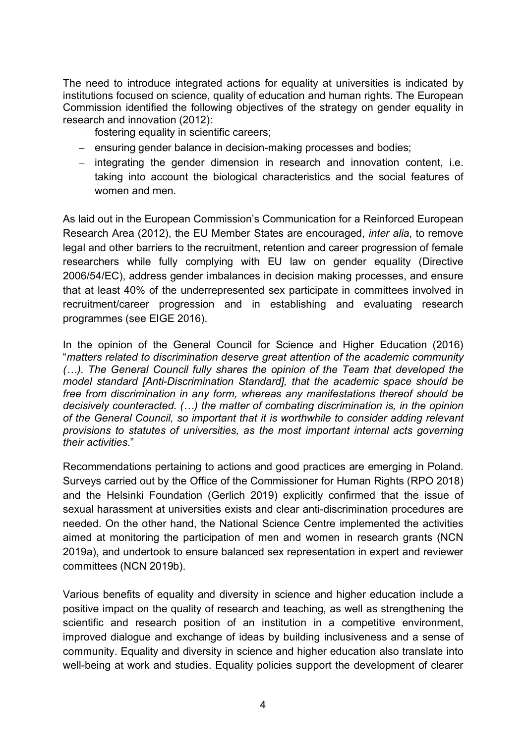The need to introduce integrated actions for equality at universities is indicated by institutions focused on science, quality of education and human rights. The European Commission identified the following objectives of the strategy on gender equality in research and innovation (2012):

- fostering equality in scientific careers;
- ensuring gender balance in decision-making processes and bodies;
- integrating the gender dimension in research and innovation content, i.e. taking into account the biological characteristics and the social features of women and men.

As laid out in the European Commission's Communication for a Reinforced European Research Area (2012), the EU Member States are encouraged, *inter alia*, to remove legal and other barriers to the recruitment, retention and career progression of female researchers while fully complying with EU law on gender equality (Directive 2006/54/EC), address gender imbalances in decision making processes, and ensure that at least 40% of the underrepresented sex participate in committees involved in recruitment/career progression and in establishing and evaluating research programmes (see EIGE 2016).

In the opinion of the General Council for Science and Higher Education (2016) "*matters related to discrimination deserve great attention of the academic community (…). The General Council fully shares the opinion of the Team that developed the model standard [Anti-Discrimination Standard], that the academic space should be free from discrimination in any form, whereas any manifestations thereof should be decisively counteracted. (…) the matter of combating discrimination is, in the opinion of the General Council, so important that it is worthwhile to consider adding relevant provisions to statutes of universities, as the most important internal acts governing their activities*."

Recommendations pertaining to actions and good practices are emerging in Poland. Surveys carried out by the Office of the Commissioner for Human Rights (RPO 2018) and the Helsinki Foundation (Gerlich 2019) explicitly confirmed that the issue of sexual harassment at universities exists and clear anti-discrimination procedures are needed. On the other hand, the National Science Centre implemented the activities aimed at monitoring the participation of men and women in research grants (NCN 2019a), and undertook to ensure balanced sex representation in expert and reviewer committees (NCN 2019b).

Various benefits of equality and diversity in science and higher education include a positive impact on the quality of research and teaching, as well as strengthening the scientific and research position of an institution in a competitive environment, improved dialogue and exchange of ideas by building inclusiveness and a sense of community. Equality and diversity in science and higher education also translate into well-being at work and studies. Equality policies support the development of clearer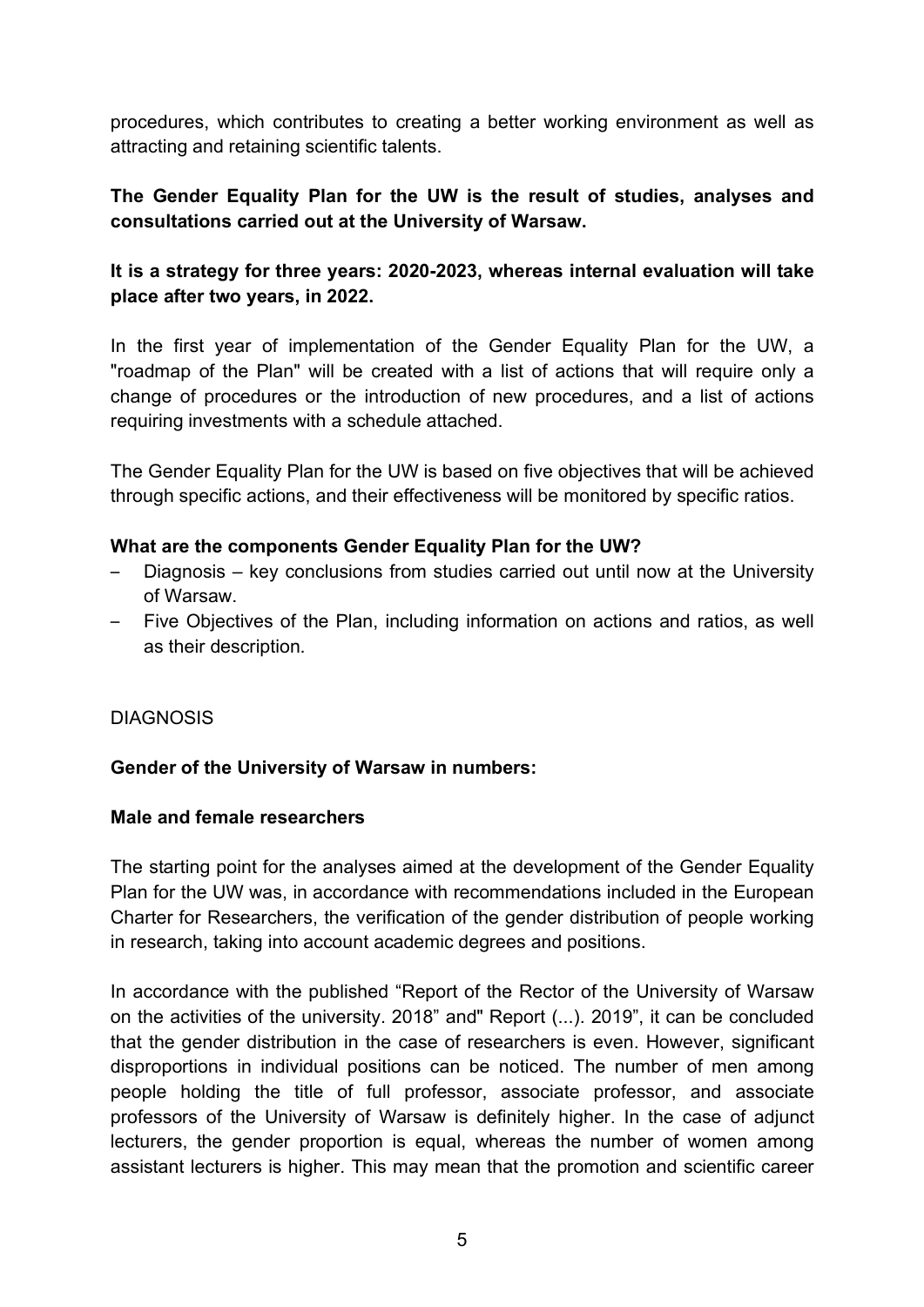procedures, which contributes to creating a better working environment as well as attracting and retaining scientific talents.

**The Gender Equality Plan for the UW is the result of studies, analyses and consultations carried out at the University of Warsaw.**

**It is a strategy for three years: 2020-2023, whereas internal evaluation will take place after two years, in 2022.**

In the first year of implementation of the Gender Equality Plan for the UW, a "roadmap of the Plan" will be created with a list of actions that will require only a change of procedures or the introduction of new procedures, and a list of actions requiring investments with a schedule attached.

The Gender Equality Plan for the UW is based on five objectives that will be achieved through specific actions, and their effectiveness will be monitored by specific ratios.

**What are the components Gender Equality Plan for the UW?**

- Diagnosis – key conclusions from studies carried out until now at the University of Warsaw.
- Five Objectives of the Plan, including information on actions and ratios, as well as their description.

DIAGNOSIS

**Gender of the University of Warsaw in numbers:**

**Male and female researchers**

The starting point for the analyses aimed at the development of the Gender Equality Plan for the UW was, in accordance with recommendations included in the European Charter for Researchers, the verification of the gender distribution of people working in research, taking into account academic degrees and positions.

In accordance with the published "Report of the Rector of the University of Warsaw on the activities of the university. 2018" and" Report (...). 2019", it can be concluded that the gender distribution in the case of researchers is even. However, significant disproportions in individual positions can be noticed. The number of men among people holding the title of full professor, associate professor, and associate professors of the University of Warsaw is definitely higher. In the case of adjunct lecturers, the gender proportion is equal, whereas the number of women among assistant lecturers is higher. This may mean that the promotion and scientific career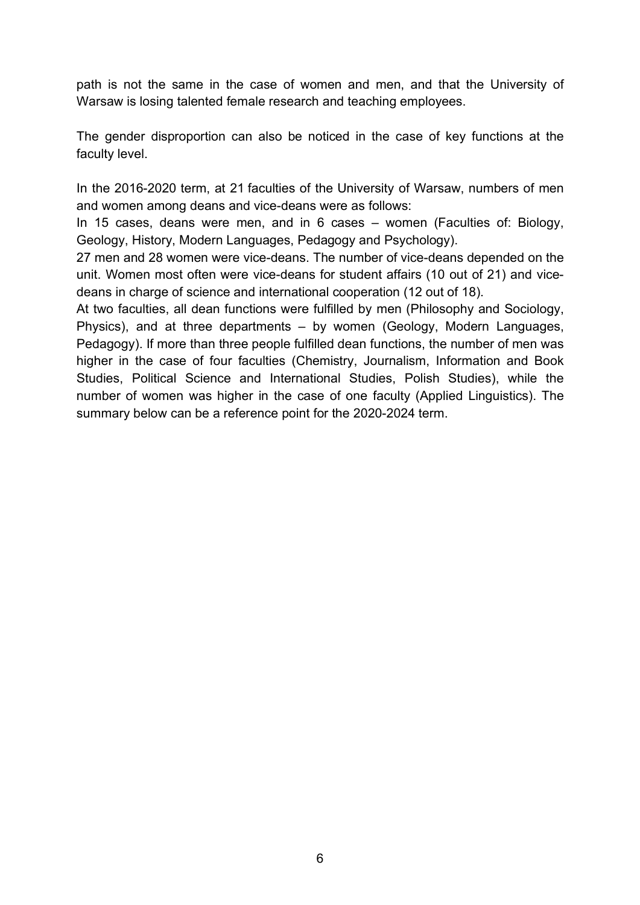path is not the same in the case of women and men, and that the University of Warsaw is losing talented female research and teaching employees.

The gender disproportion can also be noticed in the case of key functions at the faculty level.

In the 2016-2020 term, at 21 faculties of the University of Warsaw, numbers of men and women among deans and vice-deans were as follows:
In 15 cases, deans were men, and in 6 cases – women (Faculties of: Biology, Geology, History, Modern Languages, Pedagogy and Psychology).
27 men and 28 women were vice-deans. The number of vice-deans depended on the unit. Women most often were vice-deans for student affairs (10 out of 21) and vice-deans in charge of science and international cooperation (12 out of 18).
At two faculties, all dean functions were fulfilled by men (Philosophy and Sociology, Physics), and at three departments – by women (Geology, Modern Languages, Pedagogy). If more than three people fulfilled dean functions, the number of men was higher in the case of four faculties (Chemistry, Journalism, Information and Book Studies, Political Science and International Studies, Polish Studies), while the number of women was higher in the case of one faculty (Applied Linguistics). The summary below can be a reference point for the 2020-2024 term.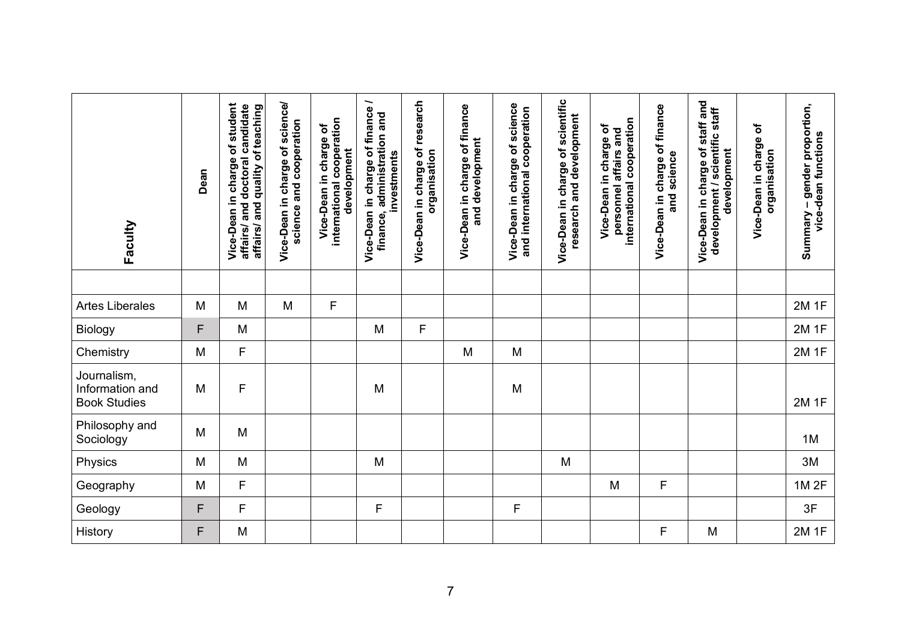| Faculty | Dean | Vice-Dean in charge of student affairs/ and doctoral candidate affairs/ and quality of teaching | Vice-Dean in charge of science/ science and cooperation | Vice-Dean in charge of international cooperation development | Vice-Dean in charge of finance / finance, administration and investments | Vice-Dean in charge of research organisation | Vice-Dean in charge of finance and development | Vice-Dean in charge of science and international cooperation | Vice-Dean in charge of scientific research and development | Vice-Dean in charge of personnel affairs and international cooperation | Vice-Dean in charge of finance and science | Vice-Dean in charge of staff and development / scientific staff development | Vice-Dean in charge of organisation | Summary – gender proportion, vice-dean functions |
|---|---|---|---|---|---|---|---|---|---|---|---|---|---|---|
| Artes Liberales | M | M | M | F | | | | | | | | | | 2M 1F |
| Biology | F | M | | | M | F | | | | | | | | 2M 1F |
| Chemistry | M | F | | | | | M | M | | | | | | 2M 1F |
| Journalism, Information and Book Studies | M | F | | | M | | | M | | | | | | 2M 1F |
| Philosophy and Sociology | M | M | | | | | | | | | | | | 1M |
| Physics | M | M | | | M | | | | M | | | | | 3M |
| Geography | M | F | | | | | | | | M | F | | | 1M 2F |
| Geology | F | F | | | F | | | F | | | | | | 3F |
| History | F | M | | | | | | | | | F | M | | 2M 1F |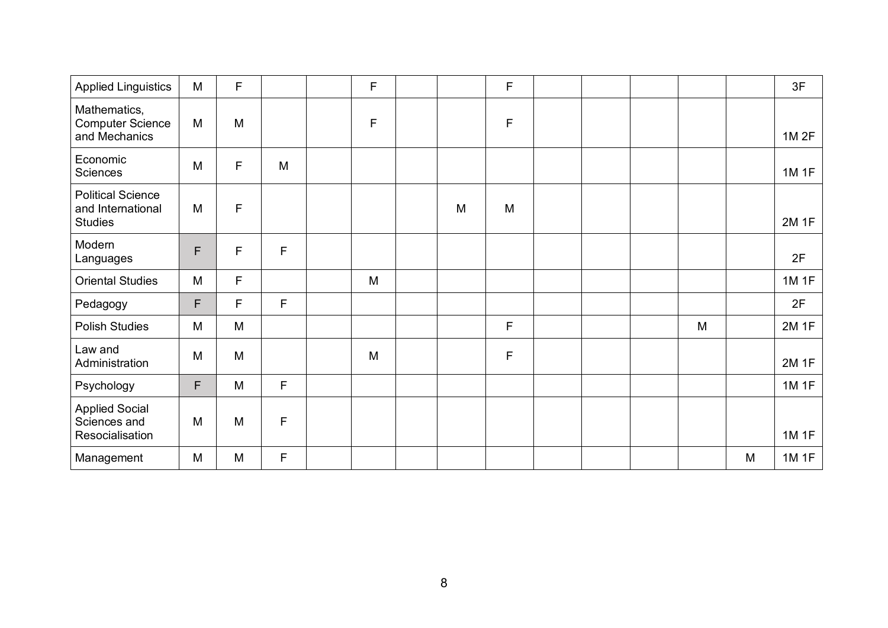| | | | | | | | | | | | | | | |
|---|---|---|---|---|---|---|---|---|---|---|---|---|---|---|
| Applied Linguistics | M | F | | | F | | | F | | | | | | 3F |
| Mathematics, Computer Science and Mechanics | M | M | | | F | | | F | | | | | | 1M 2F |
| Economic Sciences | M | F | M | | | | | | | | | | | 1M 1F |
| Political Science and International Studies | M | F | | | | | M | M | | | | | | 2M 1F |
| Modern Languages | F | F | F | | | | | | | | | | | 2F |
| Oriental Studies | M | F | | | M | | | | | | | | | 1M 1F |
| Pedagogy | F | F | F | | | | | | | | | | | 2F |
| Polish Studies | M | M | | | | | | F | | | | M | | 2M 1F |
| Law and Administration | M | M | | | M | | | F | | | | | | 2M 1F |
| Psychology | F | M | F | | | | | | | | | | | 1M 1F |
| Applied Social Sciences and Resocialisation | M | M | F | | | | | | | | | | | 1M 1F |
| Management | M | M | F | | | | | | | | | | M | 1M 1F |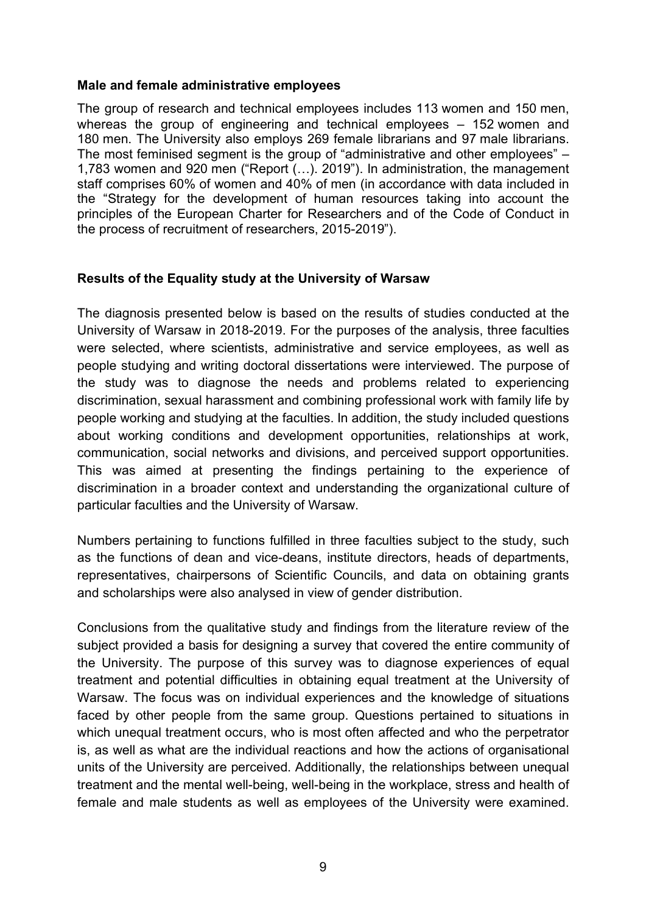**Male and female administrative employees**

The group of research and technical employees includes 113 women and 150 men, whereas the group of engineering and technical employees – 152 women and 180 men. The University also employs 269 female librarians and 97 male librarians. The most feminised segment is the group of "administrative and other employees" – 1,783 women and 920 men ("Report (…). 2019"). In administration, the management staff comprises 60% of women and 40% of men (in accordance with data included in the "Strategy for the development of human resources taking into account the principles of the European Charter for Researchers and of the Code of Conduct in the process of recruitment of researchers, 2015-2019").

**Results of the Equality study at the University of Warsaw**

The diagnosis presented below is based on the results of studies conducted at the University of Warsaw in 2018-2019. For the purposes of the analysis, three faculties were selected, where scientists, administrative and service employees, as well as people studying and writing doctoral dissertations were interviewed. The purpose of the study was to diagnose the needs and problems related to experiencing discrimination, sexual harassment and combining professional work with family life by people working and studying at the faculties. In addition, the study included questions about working conditions and development opportunities, relationships at work, communication, social networks and divisions, and perceived support opportunities. This was aimed at presenting the findings pertaining to the experience of discrimination in a broader context and understanding the organizational culture of particular faculties and the University of Warsaw.

Numbers pertaining to functions fulfilled in three faculties subject to the study, such as the functions of dean and vice-deans, institute directors, heads of departments, representatives, chairpersons of Scientific Councils, and data on obtaining grants and scholarships were also analysed in view of gender distribution.

Conclusions from the qualitative study and findings from the literature review of the subject provided a basis for designing a survey that covered the entire community of the University. The purpose of this survey was to diagnose experiences of equal treatment and potential difficulties in obtaining equal treatment at the University of Warsaw. The focus was on individual experiences and the knowledge of situations faced by other people from the same group. Questions pertained to situations in which unequal treatment occurs, who is most often affected and who the perpetrator is, as well as what are the individual reactions and how the actions of organisational units of the University are perceived. Additionally, the relationships between unequal treatment and the mental well-being, well-being in the workplace, stress and health of female and male students as well as employees of the University were examined.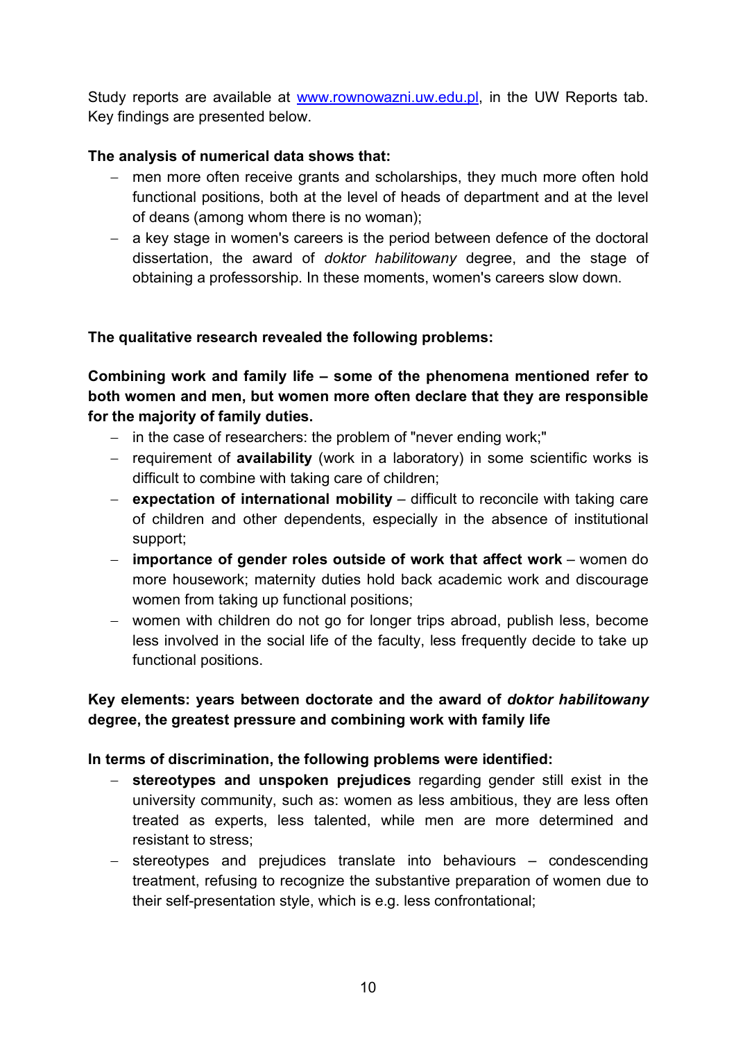Study reports are available at [www.rownowazni.uw.edu.pl](http://www.rownowazni.uw.edu.pl), in the UW Reports tab. Key findings are presented below.

**The analysis of numerical data shows that:**

- men more often receive grants and scholarships, they much more often hold functional positions, both at the level of heads of department and at the level of deans (among whom there is no woman);
- a key stage in women's careers is the period between defence of the doctoral dissertation, the award of *doktor habilitowany* degree, and the stage of obtaining a professorship. In these moments, women's careers slow down.

**The qualitative research revealed the following problems:**

**Combining work and family life – some of the phenomena mentioned refer to both women and men, but women more often declare that they are responsible for the majority of family duties.**

- in the case of researchers: the problem of "never ending work;"
- requirement of **availability** (work in a laboratory) in some scientific works is difficult to combine with taking care of children;
- **expectation of international mobility** – difficult to reconcile with taking care of children and other dependents, especially in the absence of institutional support;
- **importance of gender roles outside of work that affect work** – women do more housework; maternity duties hold back academic work and discourage women from taking up functional positions;
- women with children do not go for longer trips abroad, publish less, become less involved in the social life of the faculty, less frequently decide to take up functional positions.

**Key elements: years between doctorate and the award of *doktor habilitowany* degree, the greatest pressure and combining work with family life**

**In terms of discrimination, the following problems were identified:**

- **stereotypes and unspoken prejudices** regarding gender still exist in the university community, such as: women as less ambitious, they are less often treated as experts, less talented, while men are more determined and resistant to stress;
- stereotypes and prejudices translate into behaviours – condescending treatment, refusing to recognize the substantive preparation of women due to their self-presentation style, which is e.g. less confrontational;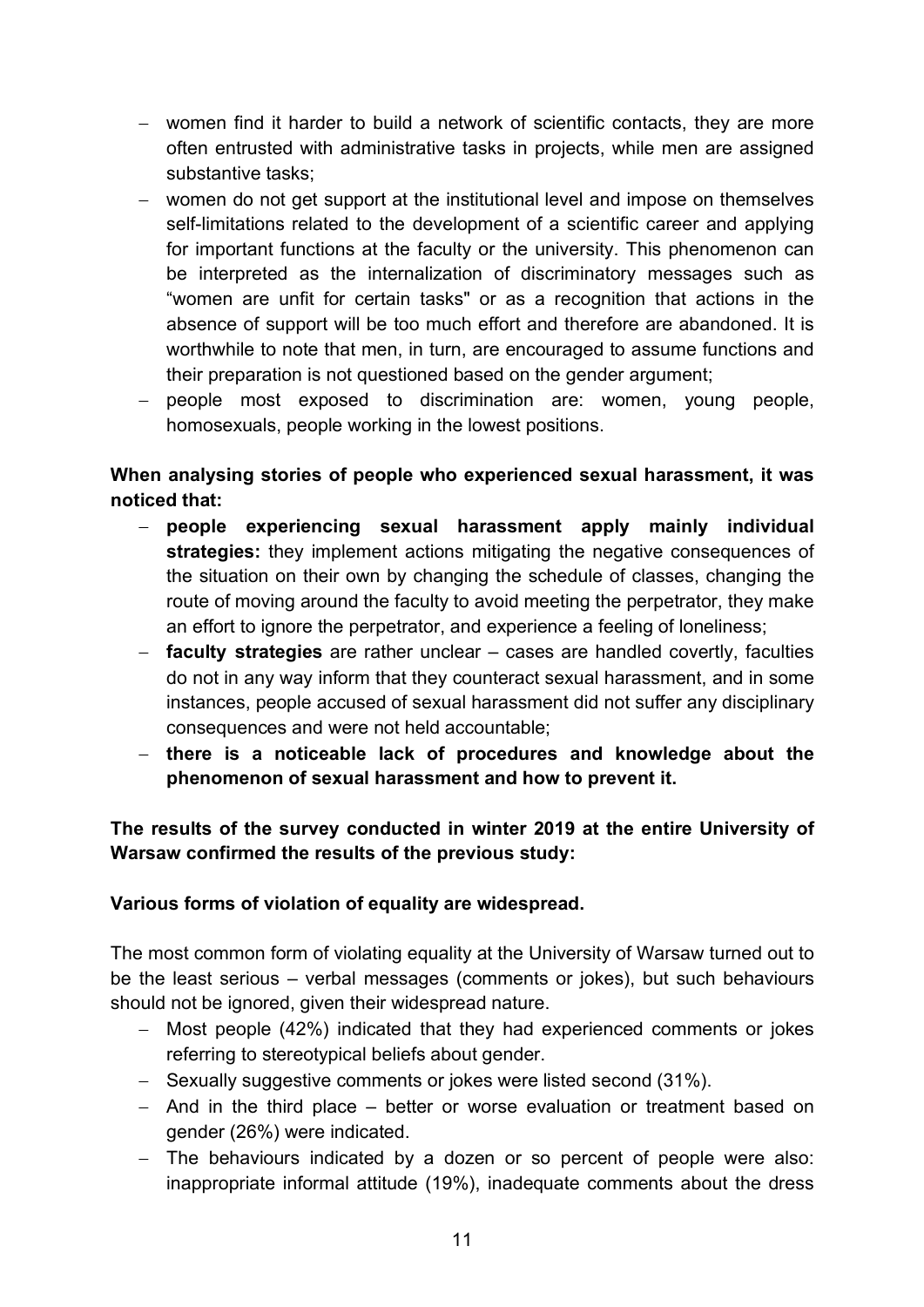- women find it harder to build a network of scientific contacts, they are more often entrusted with administrative tasks in projects, while men are assigned substantive tasks;
- women do not get support at the institutional level and impose on themselves self-limitations related to the development of a scientific career and applying for important functions at the faculty or the university. This phenomenon can be interpreted as the internalization of discriminatory messages such as "women are unfit for certain tasks" or as a recognition that actions in the absence of support will be too much effort and therefore are abandoned. It is worthwhile to note that men, in turn, are encouraged to assume functions and their preparation is not questioned based on the gender argument;
- people most exposed to discrimination are: women, young people, homosexuals, people working in the lowest positions.

**When analysing stories of people who experienced sexual harassment, it was noticed that:**

- **people experiencing sexual harassment apply mainly individual strategies:** they implement actions mitigating the negative consequences of the situation on their own by changing the schedule of classes, changing the route of moving around the faculty to avoid meeting the perpetrator, they make an effort to ignore the perpetrator, and experience a feeling of loneliness;
- **faculty strategies** are rather unclear – cases are handled covertly, faculties do not in any way inform that they counteract sexual harassment, and in some instances, people accused of sexual harassment did not suffer any disciplinary consequences and were not held accountable;
- **there is a noticeable lack of procedures and knowledge about the phenomenon of sexual harassment and how to prevent it.**

**The results of the survey conducted in winter 2019 at the entire University of Warsaw confirmed the results of the previous study:**

**Various forms of violation of equality are widespread.**

The most common form of violating equality at the University of Warsaw turned out to be the least serious – verbal messages (comments or jokes), but such behaviours should not be ignored, given their widespread nature.

- Most people (42%) indicated that they had experienced comments or jokes referring to stereotypical beliefs about gender.
- Sexually suggestive comments or jokes were listed second (31%).
- And in the third place – better or worse evaluation or treatment based on gender (26%) were indicated.
- The behaviours indicated by a dozen or so percent of people were also: inappropriate informal attitude (19%), inadequate comments about the dress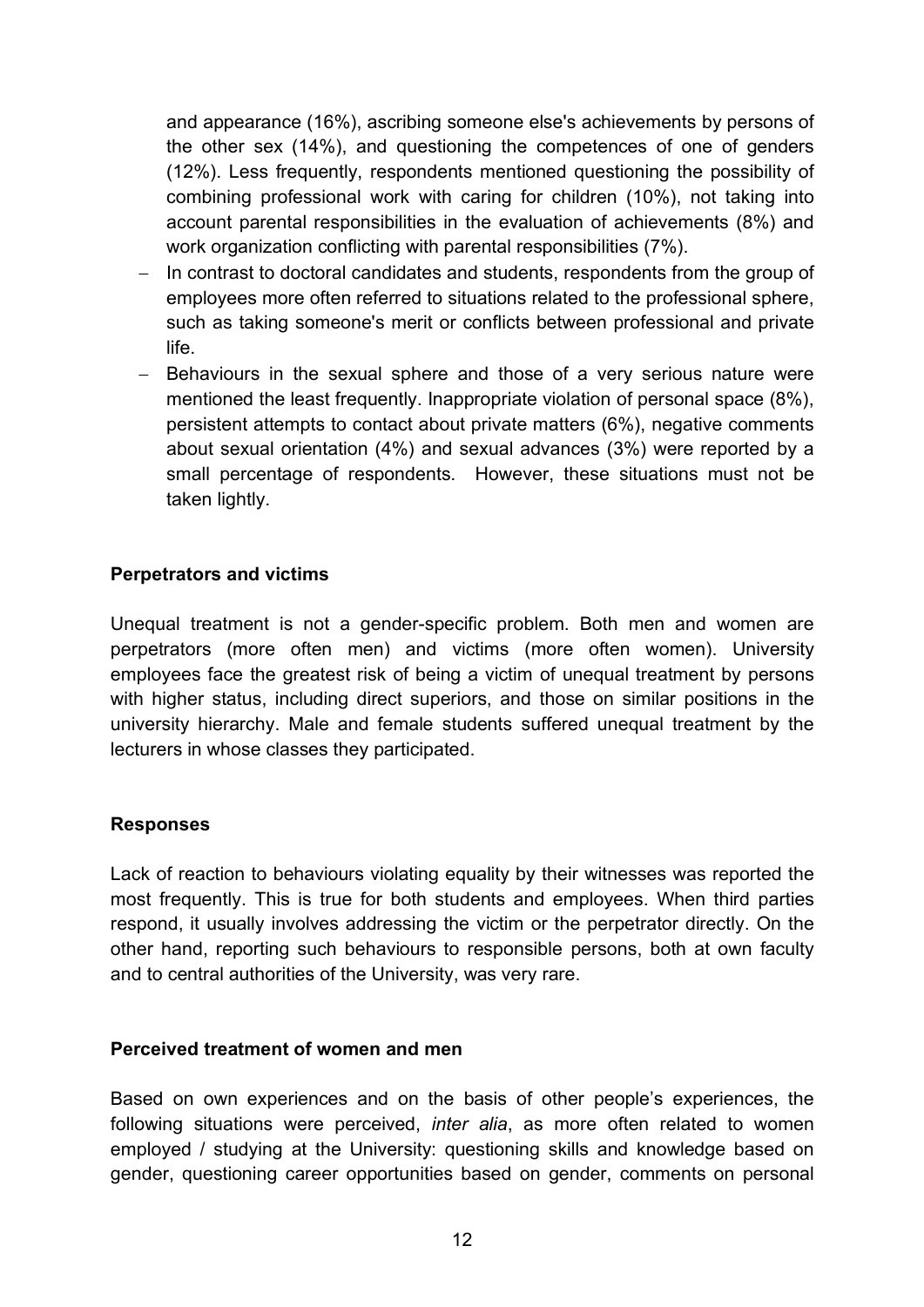and appearance (16%), ascribing someone else's achievements by persons of the other sex (14%), and questioning the competences of one of genders (12%). Less frequently, respondents mentioned questioning the possibility of combining professional work with caring for children (10%), not taking into account parental responsibilities in the evaluation of achievements (8%) and work organization conflicting with parental responsibilities (7%).

- In contrast to doctoral candidates and students, respondents from the group of employees more often referred to situations related to the professional sphere, such as taking someone's merit or conflicts between professional and private life.
- Behaviours in the sexual sphere and those of a very serious nature were mentioned the least frequently. Inappropriate violation of personal space (8%), persistent attempts to contact about private matters (6%), negative comments about sexual orientation (4%) and sexual advances (3%) were reported by a small percentage of respondents. However, these situations must not be taken lightly.

**Perpetrators and victims**

Unequal treatment is not a gender-specific problem. Both men and women are perpetrators (more often men) and victims (more often women). University employees face the greatest risk of being a victim of unequal treatment by persons with higher status, including direct superiors, and those on similar positions in the university hierarchy. Male and female students suffered unequal treatment by the lecturers in whose classes they participated.

**Responses**

Lack of reaction to behaviours violating equality by their witnesses was reported the most frequently. This is true for both students and employees. When third parties respond, it usually involves addressing the victim or the perpetrator directly. On the other hand, reporting such behaviours to responsible persons, both at own faculty and to central authorities of the University, was very rare.

**Perceived treatment of women and men**

Based on own experiences and on the basis of other people's experiences, the following situations were perceived, *inter alia*, as more often related to women employed / studying at the University: questioning skills and knowledge based on gender, questioning career opportunities based on gender, comments on personal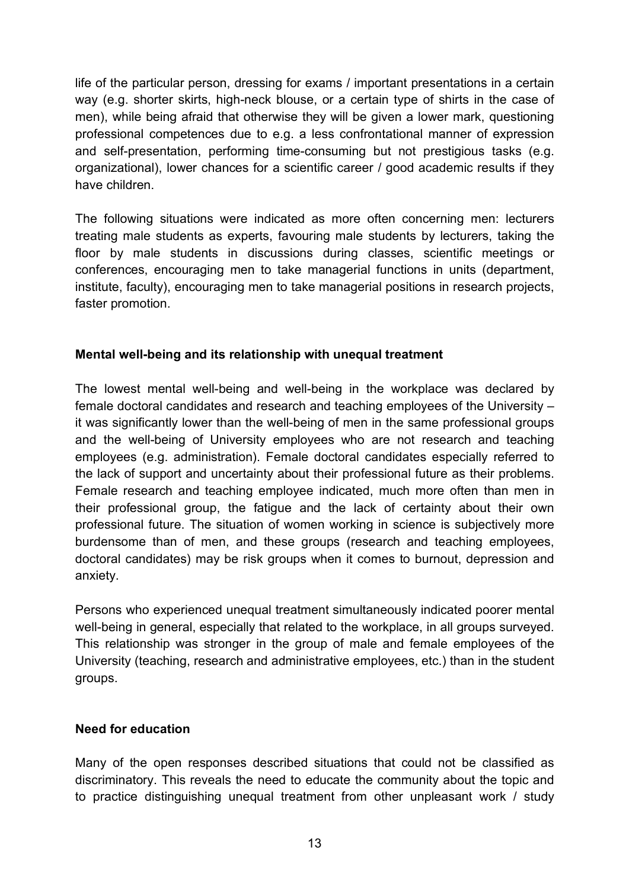life of the particular person, dressing for exams / important presentations in a certain way (e.g. shorter skirts, high-neck blouse, or a certain type of shirts in the case of men), while being afraid that otherwise they will be given a lower mark, questioning professional competences due to e.g. a less confrontational manner of expression and self-presentation, performing time-consuming but not prestigious tasks (e.g. organizational), lower chances for a scientific career / good academic results if they have children.

The following situations were indicated as more often concerning men: lecturers treating male students as experts, favouring male students by lecturers, taking the floor by male students in discussions during classes, scientific meetings or conferences, encouraging men to take managerial functions in units (department, institute, faculty), encouraging men to take managerial positions in research projects, faster promotion.

**Mental well-being and its relationship with unequal treatment**

The lowest mental well-being and well-being in the workplace was declared by female doctoral candidates and research and teaching employees of the University – it was significantly lower than the well-being of men in the same professional groups and the well-being of University employees who are not research and teaching employees (e.g. administration). Female doctoral candidates especially referred to the lack of support and uncertainty about their professional future as their problems. Female research and teaching employee indicated, much more often than men in their professional group, the fatigue and the lack of certainty about their own professional future. The situation of women working in science is subjectively more burdensome than of men, and these groups (research and teaching employees, doctoral candidates) may be risk groups when it comes to burnout, depression and anxiety.

Persons who experienced unequal treatment simultaneously indicated poorer mental well-being in general, especially that related to the workplace, in all groups surveyed. This relationship was stronger in the group of male and female employees of the University (teaching, research and administrative employees, etc.) than in the student groups.

**Need for education**

Many of the open responses described situations that could not be classified as discriminatory. This reveals the need to educate the community about the topic and to practice distinguishing unequal treatment from other unpleasant work / study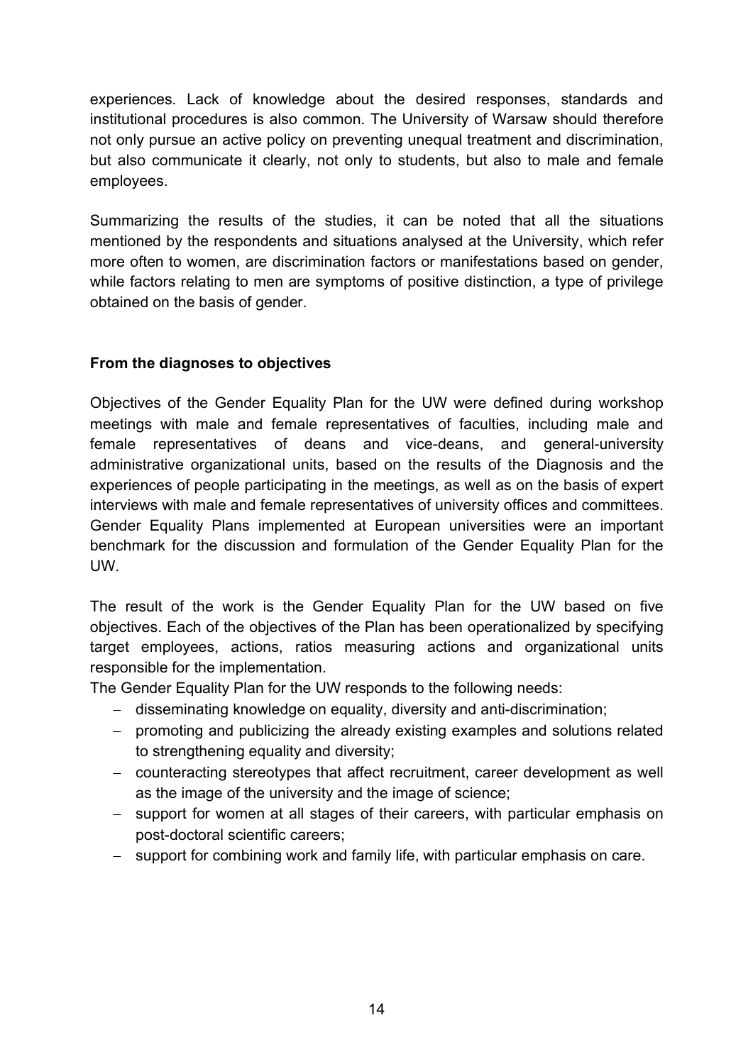experiences. Lack of knowledge about the desired responses, standards and institutional procedures is also common. The University of Warsaw should therefore not only pursue an active policy on preventing unequal treatment and discrimination, but also communicate it clearly, not only to students, but also to male and female employees.

Summarizing the results of the studies, it can be noted that all the situations mentioned by the respondents and situations analysed at the University, which refer more often to women, are discrimination factors or manifestations based on gender, while factors relating to men are symptoms of positive distinction, a type of privilege obtained on the basis of gender.

**From the diagnoses to objectives**

Objectives of the Gender Equality Plan for the UW were defined during workshop meetings with male and female representatives of faculties, including male and female representatives of deans and vice-deans, and general-university administrative organizational units, based on the results of the Diagnosis and the experiences of people participating in the meetings, as well as on the basis of expert interviews with male and female representatives of university offices and committees. Gender Equality Plans implemented at European universities were an important benchmark for the discussion and formulation of the Gender Equality Plan for the UW.

The result of the work is the Gender Equality Plan for the UW based on five objectives. Each of the objectives of the Plan has been operationalized by specifying target employees, actions, ratios measuring actions and organizational units responsible for the implementation.

The Gender Equality Plan for the UW responds to the following needs:

- disseminating knowledge on equality, diversity and anti-discrimination;
- promoting and publicizing the already existing examples and solutions related to strengthening equality and diversity;
- counteracting stereotypes that affect recruitment, career development as well as the image of the university and the image of science;
- support for women at all stages of their careers, with particular emphasis on post-doctoral scientific careers;
- support for combining work and family life, with particular emphasis on care.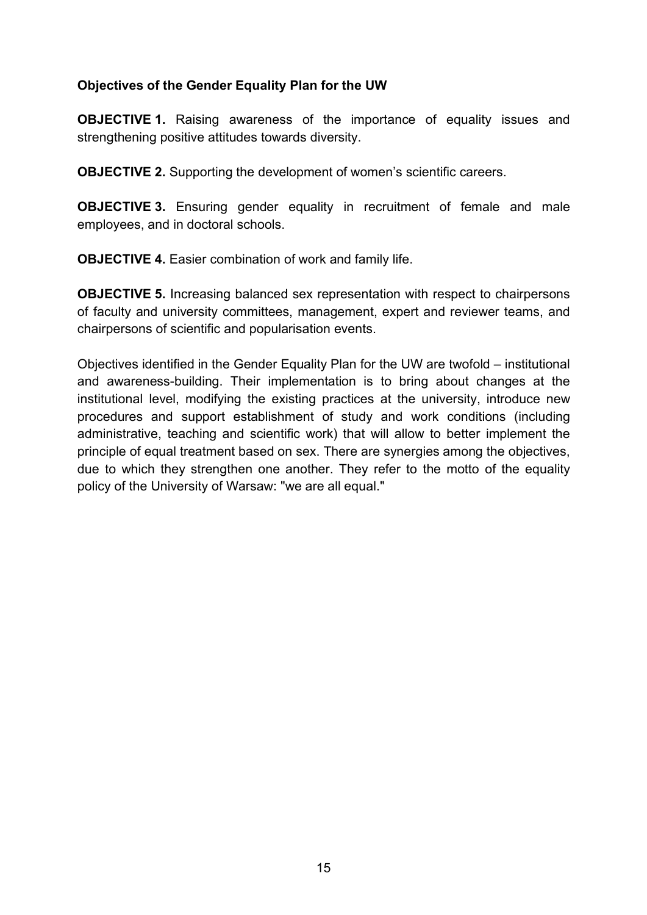**Objectives of the Gender Equality Plan for the UW**

**OBJECTIVE 1.** Raising awareness of the importance of equality issues and strengthening positive attitudes towards diversity.

**OBJECTIVE 2.** Supporting the development of women's scientific careers.

**OBJECTIVE 3.** Ensuring gender equality in recruitment of female and male employees, and in doctoral schools.

**OBJECTIVE 4.** Easier combination of work and family life.

**OBJECTIVE 5.** Increasing balanced sex representation with respect to chairpersons of faculty and university committees, management, expert and reviewer teams, and chairpersons of scientific and popularisation events.

Objectives identified in the Gender Equality Plan for the UW are twofold – institutional and awareness-building. Their implementation is to bring about changes at the institutional level, modifying the existing practices at the university, introduce new procedures and support establishment of study and work conditions (including administrative, teaching and scientific work) that will allow to better implement the principle of equal treatment based on sex. There are synergies among the objectives, due to which they strengthen one another. They refer to the motto of the equality policy of the University of Warsaw: "we are all equal."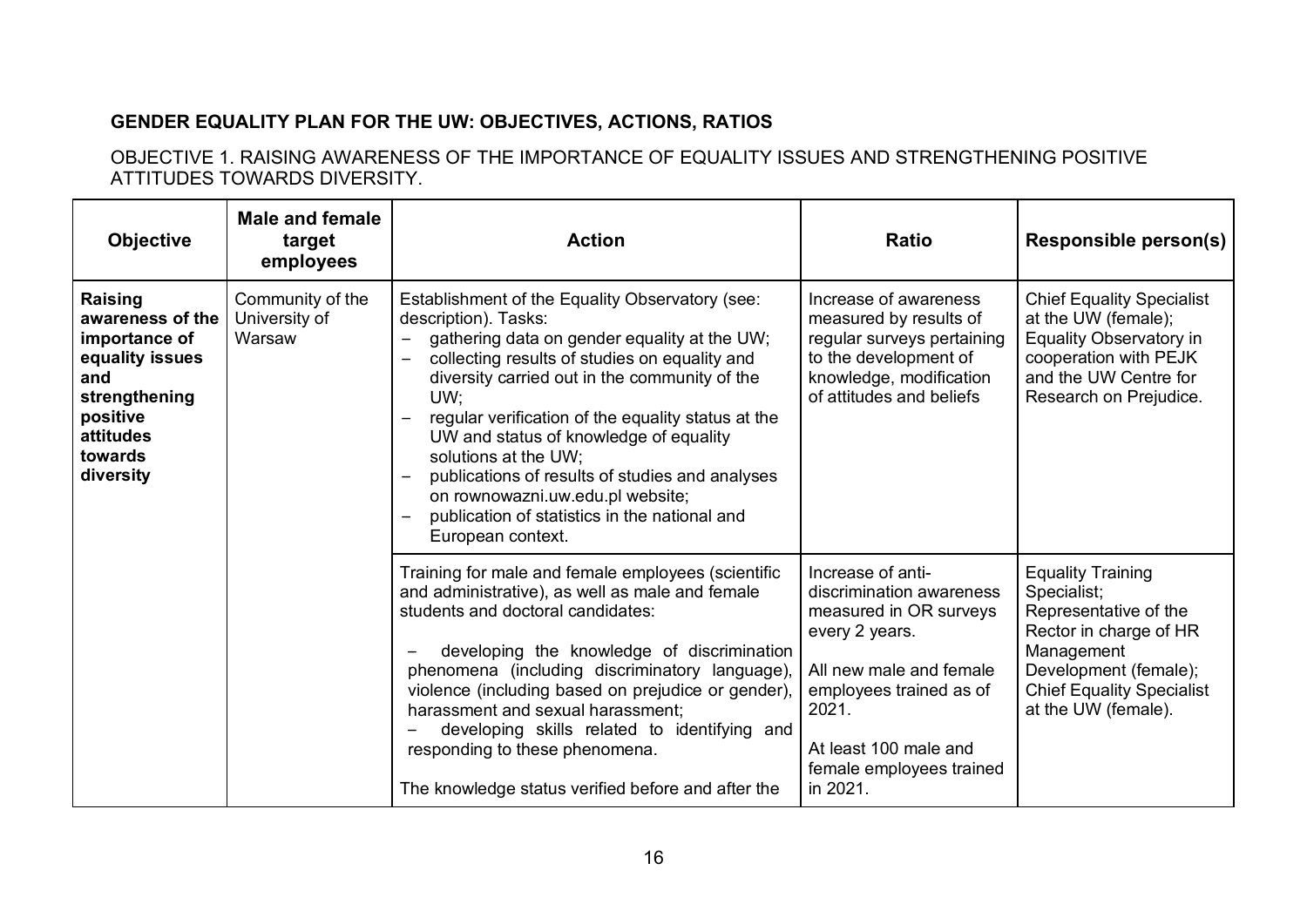**GENDER EQUALITY PLAN FOR THE UW: OBJECTIVES, ACTIONS, RATIOS**

OBJECTIVE 1. RAISING AWARENESS OF THE IMPORTANCE OF EQUALITY ISSUES AND STRENGTHENING POSITIVE ATTITUDES TOWARDS DIVERSITY.

| Objective | Male and female target employees | Action | Ratio | Responsible person(s) |
|---|---|---|---|---|
| **Raising awareness of the importance of equality issues and strengthening positive attitudes towards diversity** | Community of the University of Warsaw | Establishment of the Equality Observatory (see: description). Tasks:<br>– gathering data on gender equality at the UW;<br>– collecting results of studies on equality and diversity carried out in the community of the UW;<br>– regular verification of the equality status at the UW and status of knowledge of equality solutions at the UW;<br>– publications of results of studies and analyses on rownowazni.uw.edu.pl website;<br>– publication of statistics in the national and European context. | Increase of awareness measured by results of regular surveys pertaining to the development of knowledge, modification of attitudes and beliefs | Chief Equality Specialist at the UW (female); Equality Observatory in cooperation with PEJK and the UW Centre for Research on Prejudice. |
| | | Training for male and female employees (scientific and administrative), as well as male and female students and doctoral candidates:<br>– developing the knowledge of discrimination phenomena (including discriminatory language), violence (including based on prejudice or gender), harassment and sexual harassment;<br>– developing skills related to identifying and responding to these phenomena.<br><br>The knowledge status verified before and after the | Increase of anti-discrimination awareness measured in OR surveys every 2 years.<br><br>All new male and female employees trained as of 2021.<br><br>At least 100 male and female employees trained in 2021. | Equality Training Specialist; Representative of the Rector in charge of HR Management Development (female); Chief Equality Specialist at the UW (female). |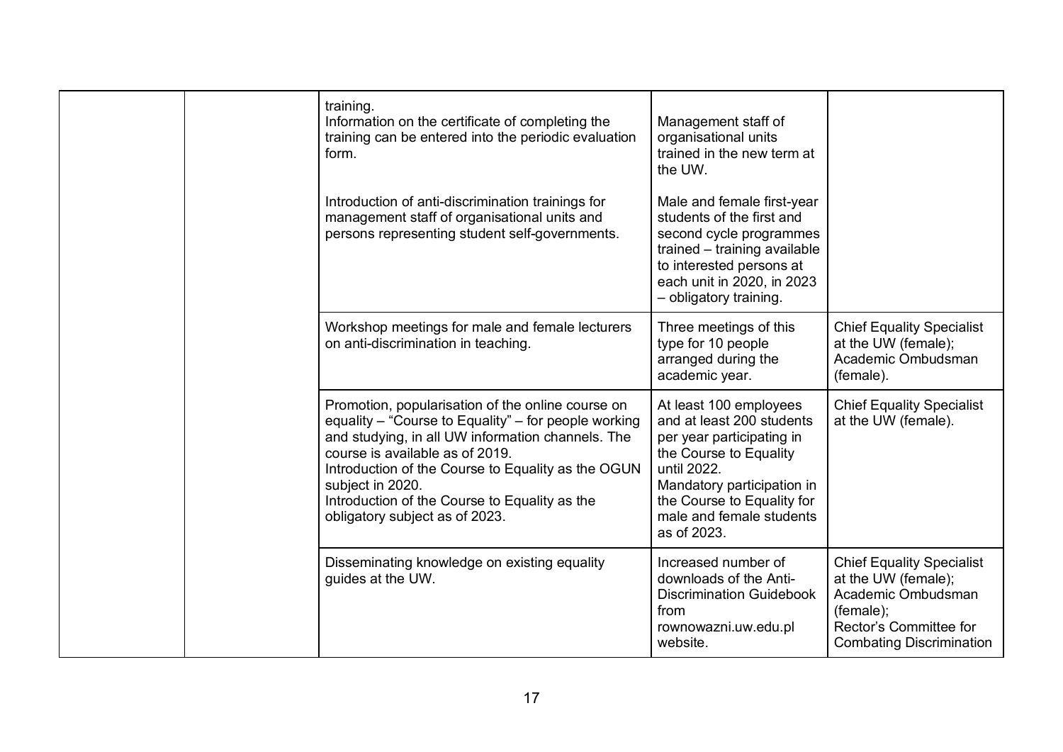| | | | | |
|---|---|---|---|---|
| | | training.<br>Information on the certificate of completing the training can be entered into the periodic evaluation form.<br><br>Introduction of anti-discrimination trainings for management staff of organisational units and persons representing student self-governments. | Management staff of organisational units trained in the new term at the UW.<br><br>Male and female first-year students of the first and second cycle programmes trained – training available to interested persons at each unit in 2020, in 2023 – obligatory training. | |
| | | Workshop meetings for male and female lecturers on anti-discrimination in teaching. | Three meetings of this type for 10 people arranged during the academic year. | Chief Equality Specialist at the UW (female);<br>Academic Ombudsman (female). |
| | | Promotion, popularisation of the online course on equality – "Course to Equality" – for people working and studying, in all UW information channels. The course is available as of 2019.<br>Introduction of the Course to Equality as the OGUN subject in 2020.<br>Introduction of the Course to Equality as the obligatory subject as of 2023. | At least 100 employees and at least 200 students per year participating in the Course to Equality until 2022.<br>Mandatory participation in the Course to Equality for male and female students as of 2023. | Chief Equality Specialist at the UW (female). |
| | | Disseminating knowledge on existing equality guides at the UW. | Increased number of downloads of the Anti-Discrimination Guidebook from rownowazni.uw.edu.pl website. | Chief Equality Specialist at the UW (female);<br>Academic Ombudsman (female);<br>Rector's Committee for Combating Discrimination |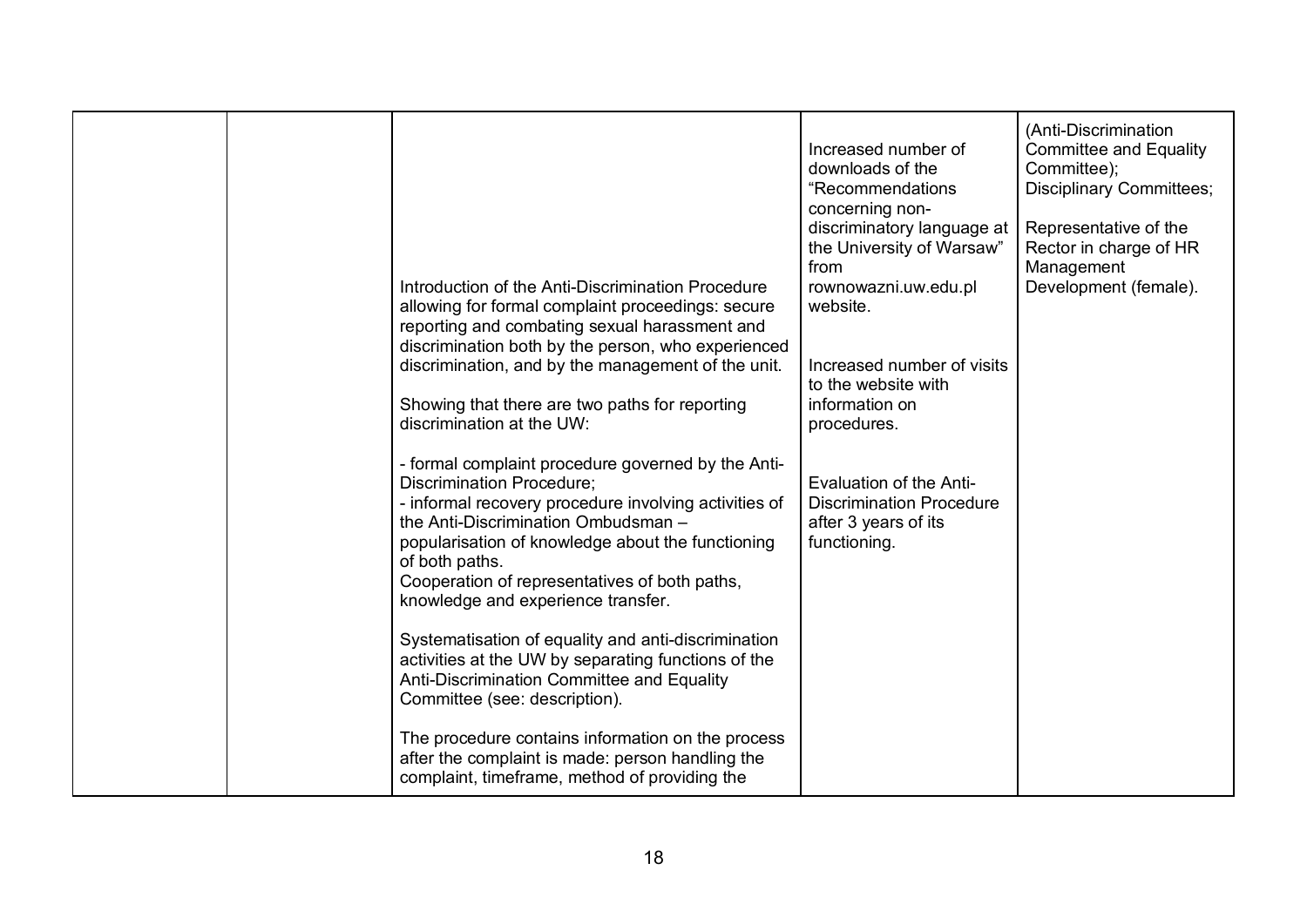| | | | | |
|---|---|---|---|---|
| | | Introduction of the Anti-Discrimination Procedure allowing for formal complaint proceedings: secure reporting and combating sexual harassment and discrimination both by the person, who experienced discrimination, and by the management of the unit.<br><br>Showing that there are two paths for reporting discrimination at the UW:<br><br>- formal complaint procedure governed by the Anti-Discrimination Procedure;<br>- informal recovery procedure involving activities of the Anti-Discrimination Ombudsman – popularisation of knowledge about the functioning of both paths.<br>Cooperation of representatives of both paths, knowledge and experience transfer.<br><br>Systematisation of equality and anti-discrimination activities at the UW by separating functions of the Anti-Discrimination Committee and Equality Committee (see: description).<br><br>The procedure contains information on the process after the complaint is made: person handling the complaint, timeframe, method of providing the | Increased number of downloads of the "Recommendations concerning non-discriminatory language at the University of Warsaw" from rownowazni.uw.edu.pl website.<br><br>Increased number of visits to the website with information on procedures.<br><br>Evaluation of the Anti-Discrimination Procedure after 3 years of its functioning. | (Anti-Discrimination Committee and Equality Committee);<br>Disciplinary Committees;<br><br>Representative of the Rector in charge of HR Management Development (female). |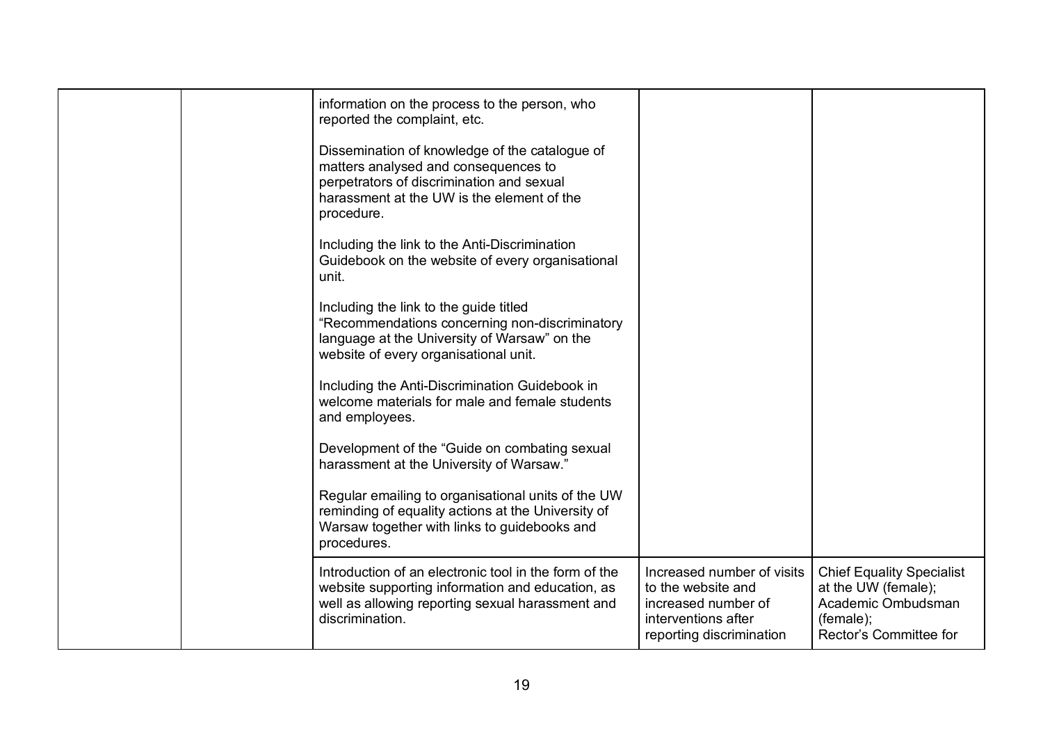| | | | | |
|---|---|---|---|---|
| | | information on the process to the person, who reported the complaint, etc.<br><br>Dissemination of knowledge of the catalogue of matters analysed and consequences to perpetrators of discrimination and sexual harassment at the UW is the element of the procedure.<br><br>Including the link to the Anti-Discrimination Guidebook on the website of every organisational unit.<br><br>Including the link to the guide titled "Recommendations concerning non-discriminatory language at the University of Warsaw" on the website of every organisational unit.<br><br>Including the Anti-Discrimination Guidebook in welcome materials for male and female students and employees.<br><br>Development of the "Guide on combating sexual harassment at the University of Warsaw."<br><br>Regular emailing to organisational units of the UW reminding of equality actions at the University of Warsaw together with links to guidebooks and procedures. | | |
| | | Introduction of an electronic tool in the form of the website supporting information and education, as well as allowing reporting sexual harassment and discrimination. | Increased number of visits to the website and increased number of interventions after reporting discrimination | Chief Equality Specialist at the UW (female);<br>Academic Ombudsman (female);<br>Rector's Committee for |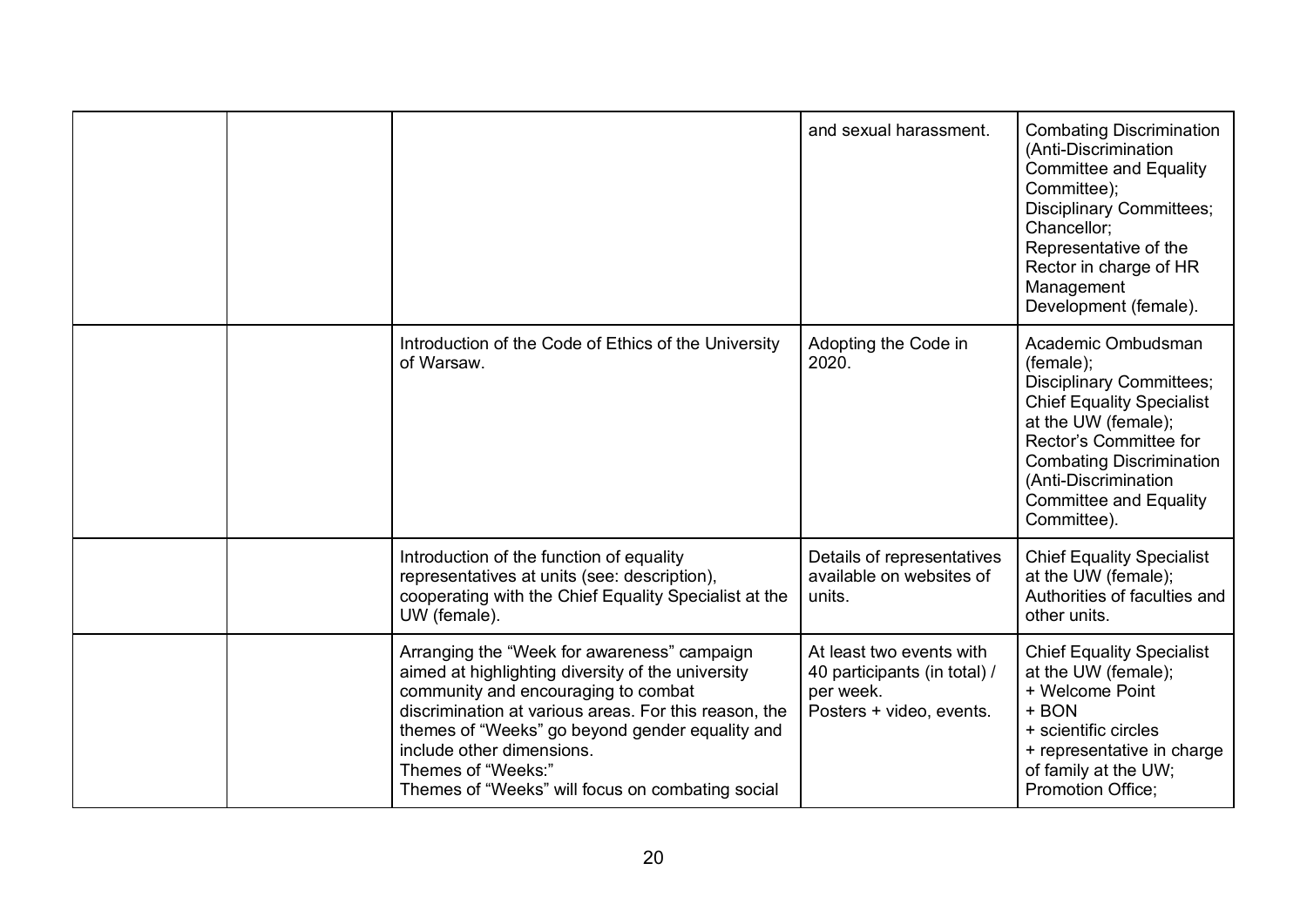| | | | | |
|---|---|---|---|---|
| | | | and sexual harassment. | Combating Discrimination (Anti-Discrimination Committee and Equality Committee); Disciplinary Committees; Chancellor; Representative of the Rector in charge of HR Management Development (female). |
| | | Introduction of the Code of Ethics of the University of Warsaw. | Adopting the Code in 2020. | Academic Ombudsman (female); Disciplinary Committees; Chief Equality Specialist at the UW (female); Rector's Committee for Combating Discrimination (Anti-Discrimination Committee and Equality Committee). |
| | | Introduction of the function of equality representatives at units (see: description), cooperating with the Chief Equality Specialist at the UW (female). | Details of representatives available on websites of units. | Chief Equality Specialist at the UW (female); Authorities of faculties and other units. |
| | | Arranging the "Week for awareness" campaign aimed at highlighting diversity of the university community and encouraging to combat discrimination at various areas. For this reason, the themes of "Weeks" go beyond gender equality and include other dimensions.<br>Themes of "Weeks:"<br>Themes of "Weeks" will focus on combating social | At least two events with 40 participants (in total) / per week.<br>Posters + video, events. | Chief Equality Specialist at the UW (female);<br>+ Welcome Point<br>+ BON<br>+ scientific circles<br>+ representative in charge of family at the UW;<br>Promotion Office; |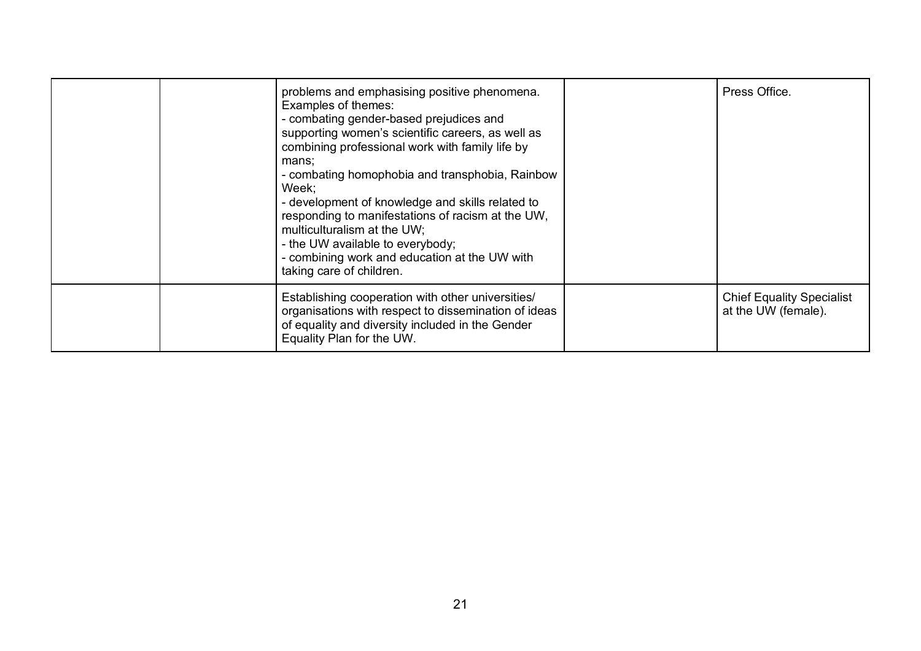| | | | | |
|---|---|---|---|---|
| | | problems and emphasising positive phenomena. Examples of themes:<br>- combating gender-based prejudices and supporting women's scientific careers, as well as combining professional work with family life by mans;<br>- combating homophobia and transphobia, Rainbow Week;<br>- development of knowledge and skills related to responding to manifestations of racism at the UW, multiculturalism at the UW;<br>- the UW available to everybody;<br>- combining work and education at the UW with taking care of children. | | Press Office. |
| | | Establishing cooperation with other universities/ organisations with respect to dissemination of ideas of equality and diversity included in the Gender Equality Plan for the UW. | | Chief Equality Specialist at the UW (female). |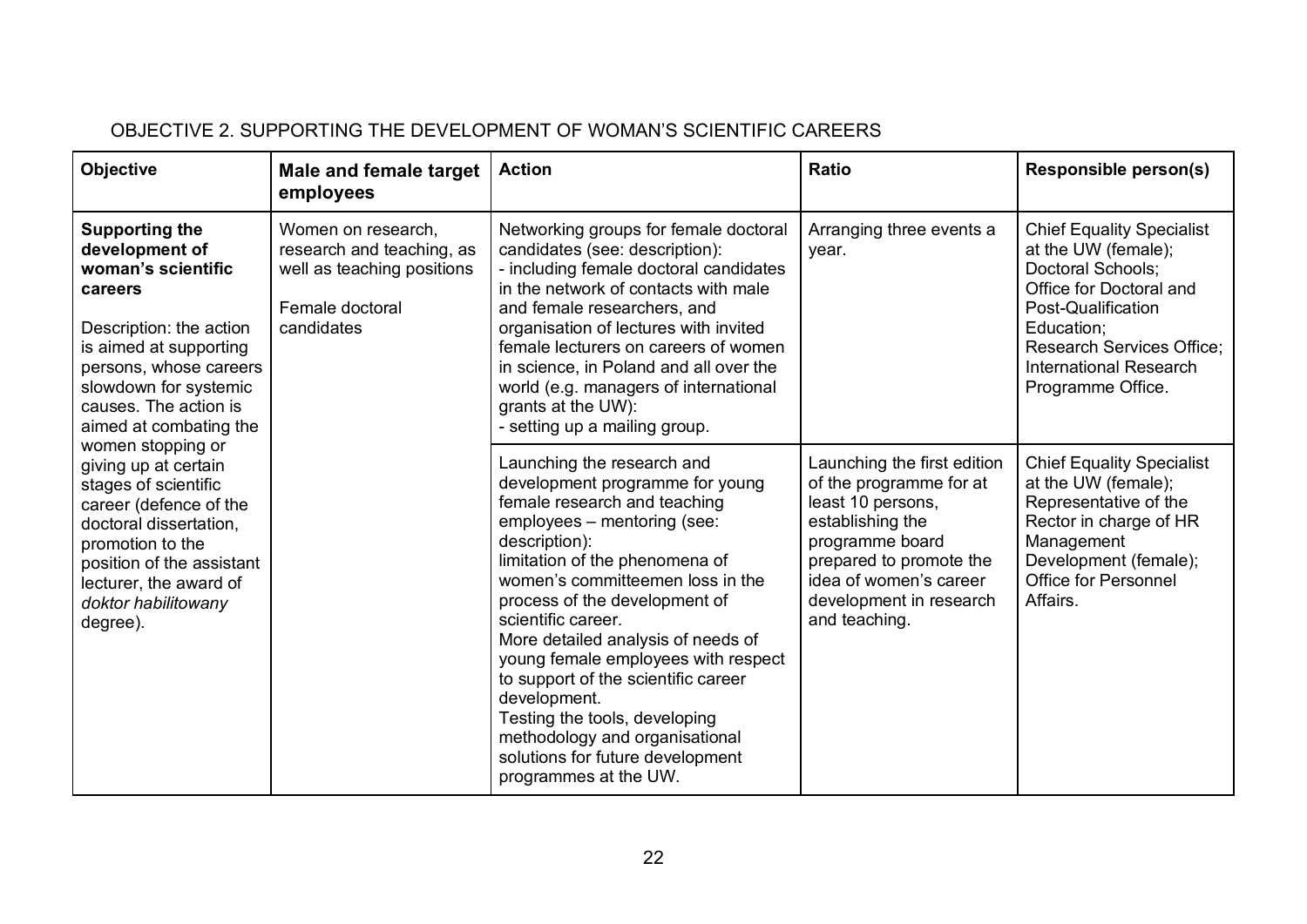OBJECTIVE 2. SUPPORTING THE DEVELOPMENT OF WOMAN'S SCIENTIFIC CAREERS

| Objective | Male and female target employees | Action | Ratio | Responsible person(s) |
|---|---|---|---|---|
| **Supporting the development of woman's scientific careers**<br><br>Description: the action is aimed at supporting persons, whose careers slowdown for systemic causes. The action is aimed at combating the women stopping or giving up at certain stages of scientific career (defence of the doctoral dissertation, promotion to the position of the assistant lecturer, the award of *doktor habilitowany* degree). | Women on research, research and teaching, as well as teaching positions<br><br>Female doctoral candidates | Networking groups for female doctoral candidates (see: description):<br>- including female doctoral candidates in the network of contacts with male and female researchers, and organisation of lectures with invited female lecturers on careers of women in science, in Poland and all over the world (e.g. managers of international grants at the UW):<br>- setting up a mailing group. | Arranging three events a year. | Chief Equality Specialist at the UW (female);<br>Doctoral Schools;<br>Office for Doctoral and Post-Qualification Education;<br>Research Services Office;<br>International Research Programme Office. |
| | | Launching the research and development programme for young female research and teaching employees – mentoring (see: description):<br>limitation of the phenomena of women's committeemen loss in the process of the development of scientific career.<br>More detailed analysis of needs of young female employees with respect to support of the scientific career development.<br>Testing the tools, developing methodology and organisational solutions for future development programmes at the UW. | Launching the first edition of the programme for at least 10 persons, establishing the programme board prepared to promote the idea of women's career development in research and teaching. | Chief Equality Specialist at the UW (female);<br>Representative of the Rector in charge of HR Management Development (female);<br>Office for Personnel Affairs. |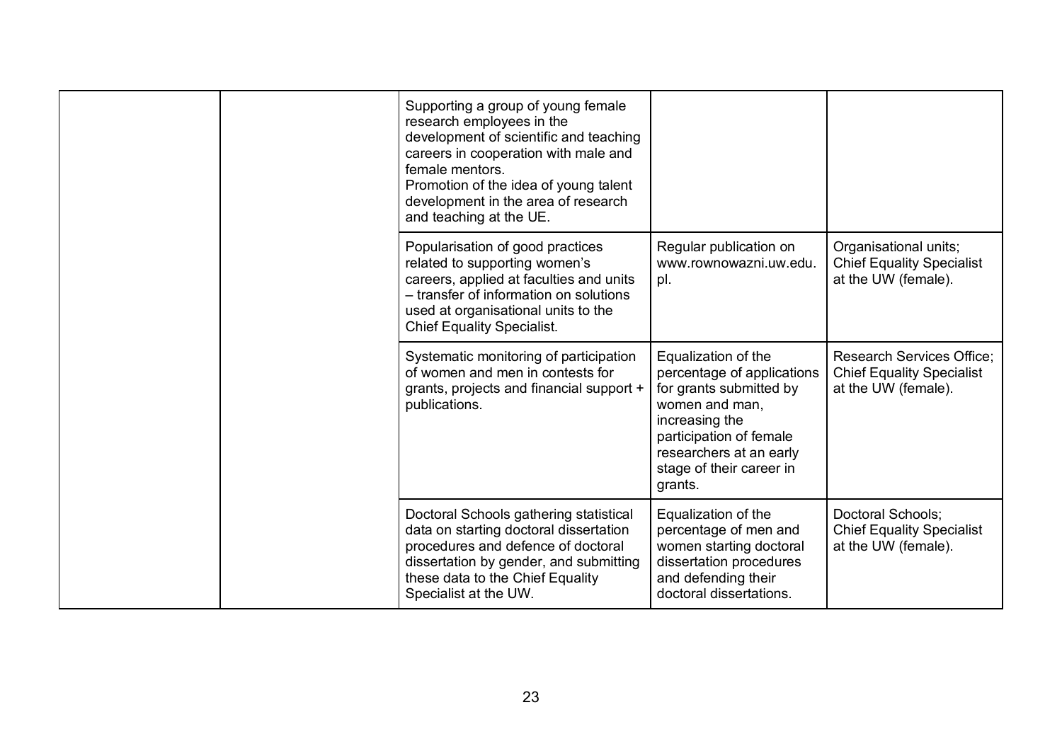| | | | | |
|---|---|---|---|---|
| | | Supporting a group of young female research employees in the development of scientific and teaching careers in cooperation with male and female mentors.<br>Promotion of the idea of young talent development in the area of research and teaching at the UE. | | |
| | | Popularisation of good practices related to supporting women's careers, applied at faculties and units – transfer of information on solutions used at organisational units to the Chief Equality Specialist. | Regular publication on www.rownowazni.uw.edu.pl. | Organisational units; Chief Equality Specialist at the UW (female). |
| | | Systematic monitoring of participation of women and men in contests for grants, projects and financial support + publications. | Equalization of the percentage of applications for grants submitted by women and man, increasing the participation of female researchers at an early stage of their career in grants. | Research Services Office; Chief Equality Specialist at the UW (female). |
| | | Doctoral Schools gathering statistical data on starting doctoral dissertation procedures and defence of doctoral dissertation by gender, and submitting these data to the Chief Equality Specialist at the UW. | Equalization of the percentage of men and women starting doctoral dissertation procedures and defending their doctoral dissertations. | Doctoral Schools; Chief Equality Specialist at the UW (female). |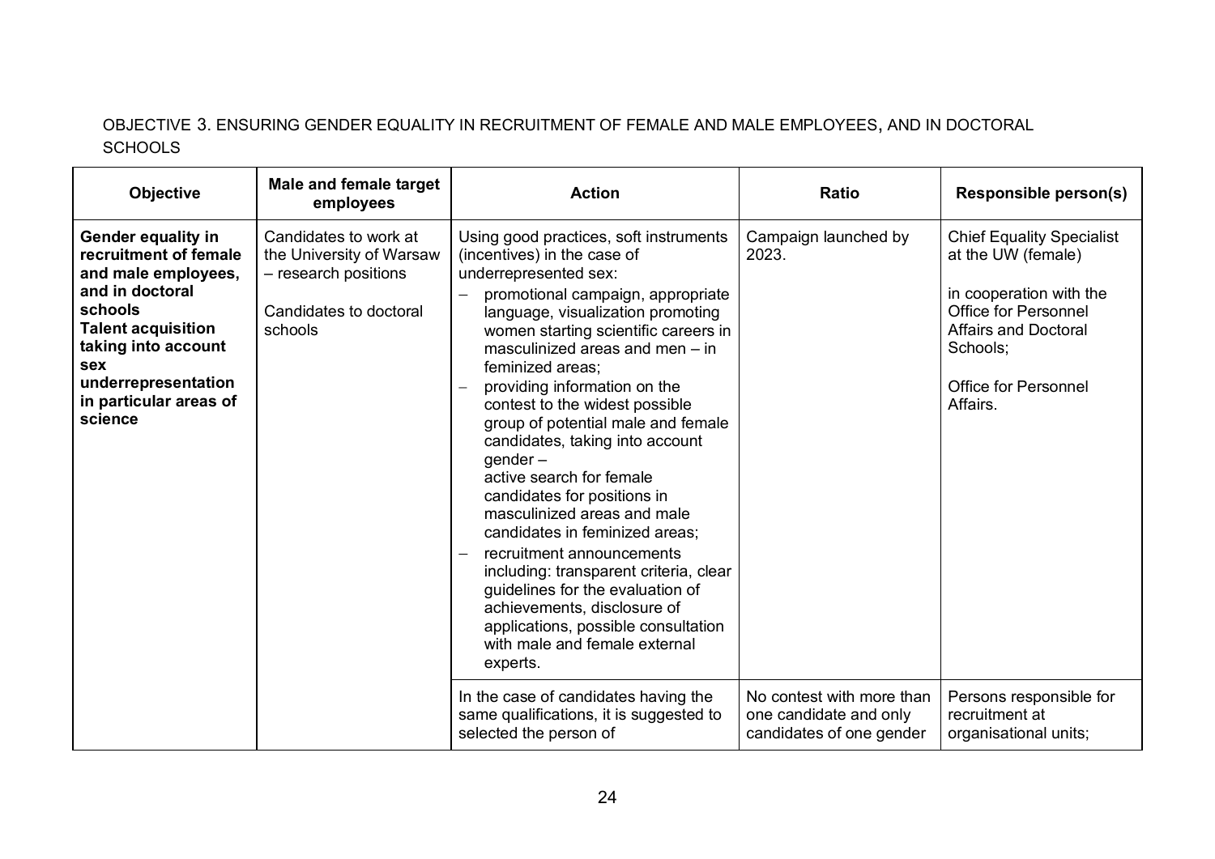OBJECTIVE 3. ENSURING GENDER EQUALITY IN RECRUITMENT OF FEMALE AND MALE EMPLOYEES, AND IN DOCTORAL SCHOOLS

| Objective | Male and female target employees | Action | Ratio | Responsible person(s) |
|---|---|---|---|---|
| **Gender equality in recruitment of female and male employees, and in doctoral schools** **Talent acquisition taking into account sex underrepresentation in particular areas of science** | Candidates to work at the University of Warsaw – research positions<br><br>Candidates to doctoral schools | Using good practices, soft instruments (incentives) in the case of underrepresented sex:<br>– promotional campaign, appropriate language, visualization promoting women starting scientific careers in masculinized areas and men – in feminized areas;<br>– providing information on the contest to the widest possible group of potential male and female candidates, taking into account gender – active search for female candidates for positions in masculinized areas and male candidates in feminized areas;<br>– recruitment announcements including: transparent criteria, clear guidelines for the evaluation of achievements, disclosure of applications, possible consultation with male and female external experts. | Campaign launched by 2023. | Chief Equality Specialist at the UW (female)<br><br>in cooperation with the Office for Personnel Affairs and Doctoral Schools;<br><br>Office for Personnel Affairs. |
| | | In the case of candidates having the same qualifications, it is suggested to selected the person of | No contest with more than one candidate and only candidates of one gender | Persons responsible for recruitment at organisational units; |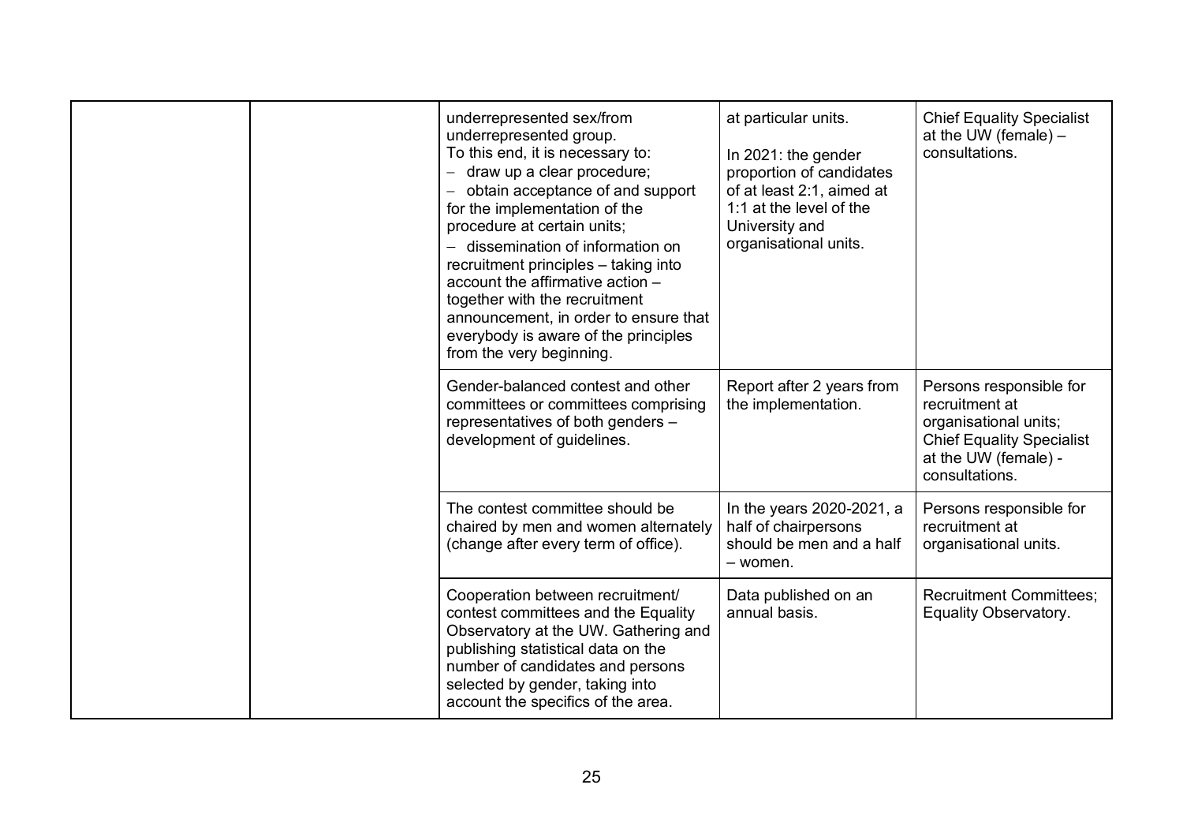| | | | | |
|---|---|---|---|---|
| | | underrepresented sex/from underrepresented group.<br>To this end, it is necessary to:<br>– draw up a clear procedure;<br>– obtain acceptance of and support for the implementation of the procedure at certain units;<br>– dissemination of information on recruitment principles – taking into account the affirmative action – together with the recruitment announcement, in order to ensure that everybody is aware of the principles from the very beginning. | at particular units.<br><br>In 2021: the gender proportion of candidates of at least 2:1, aimed at 1:1 at the level of the University and organisational units. | Chief Equality Specialist at the UW (female) – consultations. |
| | | Gender-balanced contest and other committees or committees comprising representatives of both genders – development of guidelines. | Report after 2 years from the implementation. | Persons responsible for recruitment at organisational units;<br>Chief Equality Specialist at the UW (female) - consultations. |
| | | The contest committee should be chaired by men and women alternately (change after every term of office). | In the years 2020-2021, a half of chairpersons should be men and a half – women. | Persons responsible for recruitment at organisational units. |
| | | Cooperation between recruitment/contest committees and the Equality Observatory at the UW. Gathering and publishing statistical data on the number of candidates and persons selected by gender, taking into account the specifics of the area. | Data published on an annual basis. | Recruitment Committees;<br>Equality Observatory. |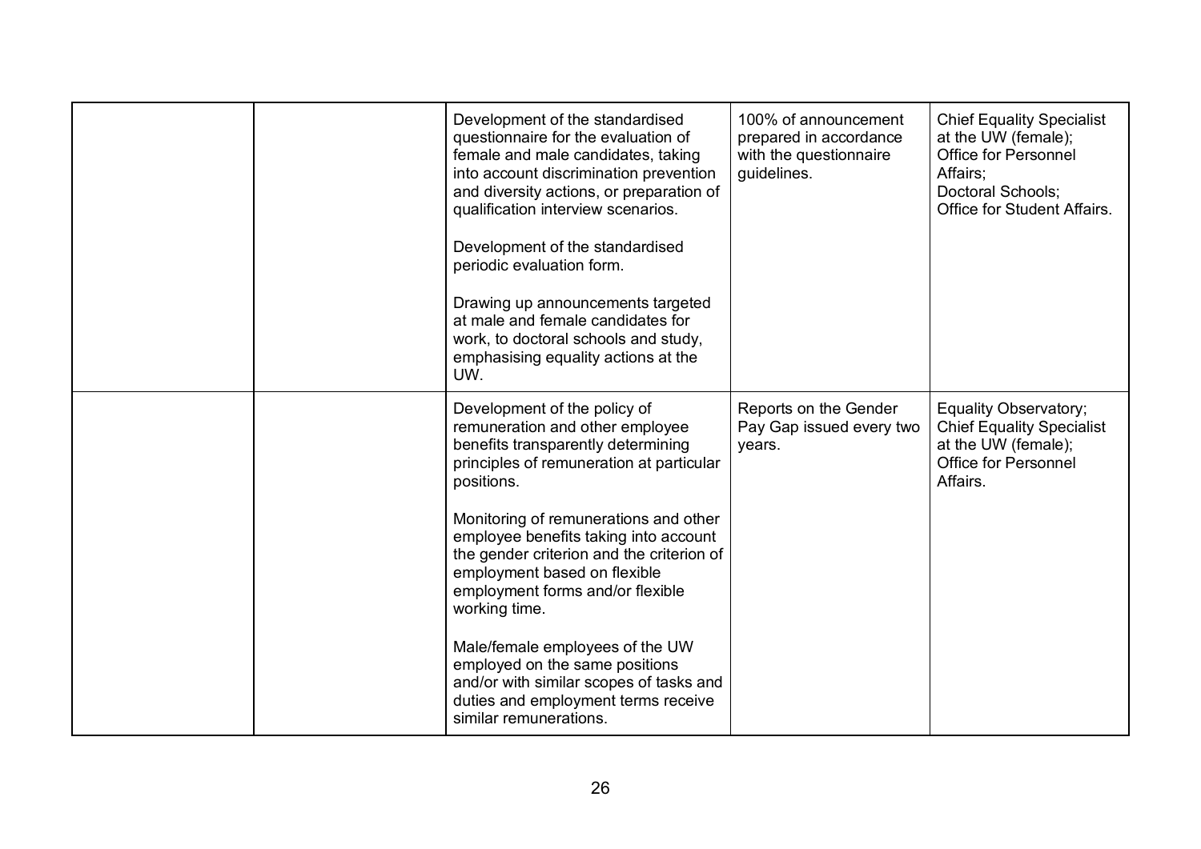| | | | | |
|---|---|---|---|---|
| | | Development of the standardised questionnaire for the evaluation of female and male candidates, taking into account discrimination prevention and diversity actions, or preparation of qualification interview scenarios.<br><br>Development of the standardised periodic evaluation form.<br><br>Drawing up announcements targeted at male and female candidates for work, to doctoral schools and study, emphasising equality actions at the UW. | 100% of announcement prepared in accordance with the questionnaire guidelines. | Chief Equality Specialist at the UW (female);<br>Office for Personnel Affairs;<br>Doctoral Schools;<br>Office for Student Affairs. |
| | | Development of the policy of remuneration and other employee benefits transparently determining principles of remuneration at particular positions.<br><br>Monitoring of remunerations and other employee benefits taking into account the gender criterion and the criterion of employment based on flexible employment forms and/or flexible working time.<br><br>Male/female employees of the UW employed on the same positions and/or with similar scopes of tasks and duties and employment terms receive similar remunerations. | Reports on the Gender Pay Gap issued every two years. | Equality Observatory;<br>Chief Equality Specialist at the UW (female);<br>Office for Personnel Affairs. |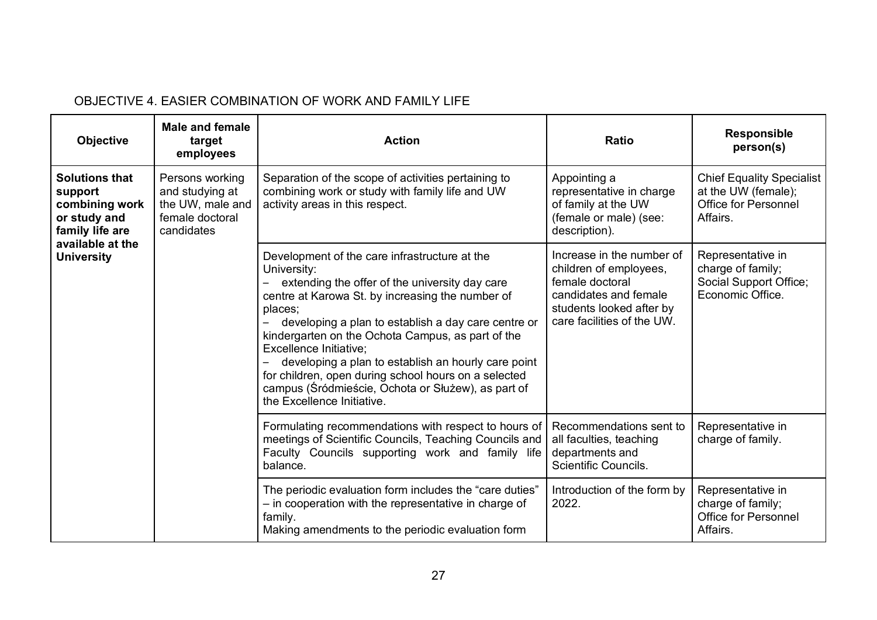OBJECTIVE 4. EASIER COMBINATION OF WORK AND FAMILY LIFE

| Objective | Male and female target employees | Action | Ratio | Responsible person(s) |
|---|---|---|---|---|
| **Solutions that support combining work or study and family life are available at the University** | Persons working and studying at the UW, male and female doctoral candidates | Separation of the scope of activities pertaining to combining work or study with family life and UW activity areas in this respect. | Appointing a representative in charge of family at the UW (female or male) (see: description). | Chief Equality Specialist at the UW (female); Office for Personnel Affairs. |
| | | Development of the care infrastructure at the University:<br>– extending the offer of the university day care centre at Karowa St. by increasing the number of places;<br>– developing a plan to establish a day care centre or kindergarten on the Ochota Campus, as part of the Excellence Initiative;<br>– developing a plan to establish an hourly care point for children, open during school hours on a selected campus (Śródmieście, Ochota or Służew), as part of the Excellence Initiative. | Increase in the number of children of employees, female doctoral candidates and female students looked after by care facilities of the UW. | Representative in charge of family; Social Support Office; Economic Office. |
| | | Formulating recommendations with respect to hours of meetings of Scientific Councils, Teaching Councils and Faculty Councils supporting work and family life balance. | Recommendations sent to all faculties, teaching departments and Scientific Councils. | Representative in charge of family. |
| | | The periodic evaluation form includes the "care duties" – in cooperation with the representative in charge of family.<br>Making amendments to the periodic evaluation form | Introduction of the form by 2022. | Representative in charge of family; Office for Personnel Affairs. |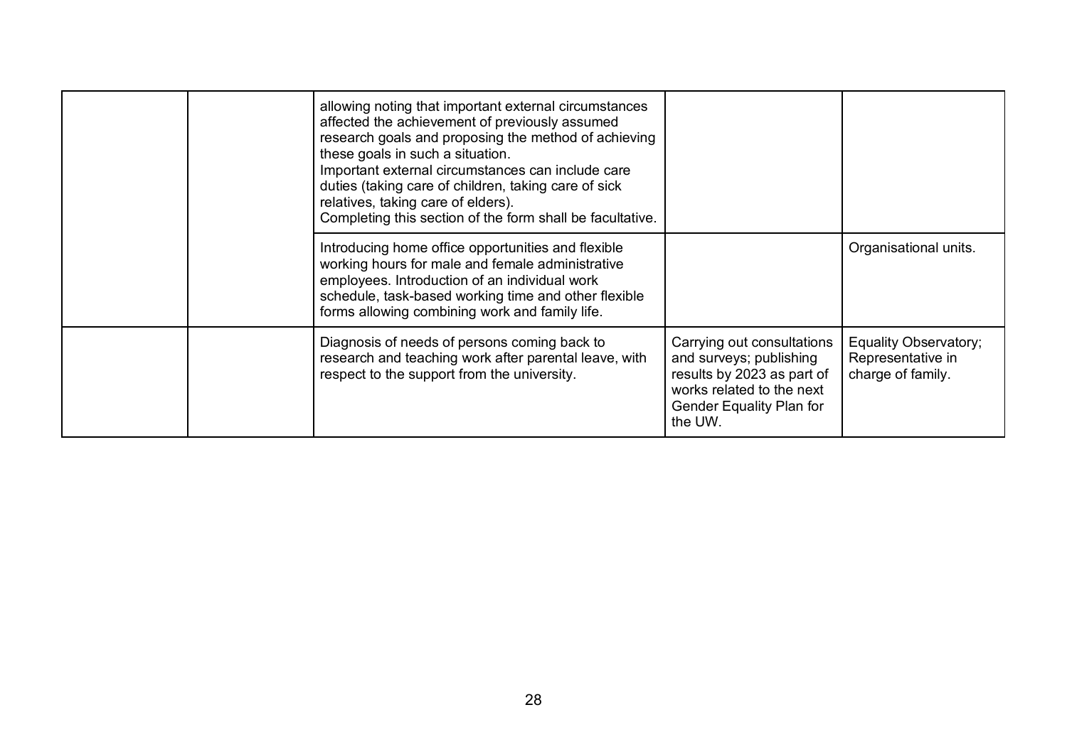| | | | | |
|---|---|---|---|---|
| | | allowing noting that important external circumstances affected the achievement of previously assumed research goals and proposing the method of achieving these goals in such a situation.<br>Important external circumstances can include care duties (taking care of children, taking care of sick relatives, taking care of elders).<br>Completing this section of the form shall be facultative. | | |
| | | Introducing home office opportunities and flexible working hours for male and female administrative employees. Introduction of an individual work schedule, task-based working time and other flexible forms allowing combining work and family life. | | Organisational units. |
| | | Diagnosis of needs of persons coming back to research and teaching work after parental leave, with respect to the support from the university. | Carrying out consultations and surveys; publishing results by 2023 as part of works related to the next Gender Equality Plan for the UW. | Equality Observatory; Representative in charge of family. |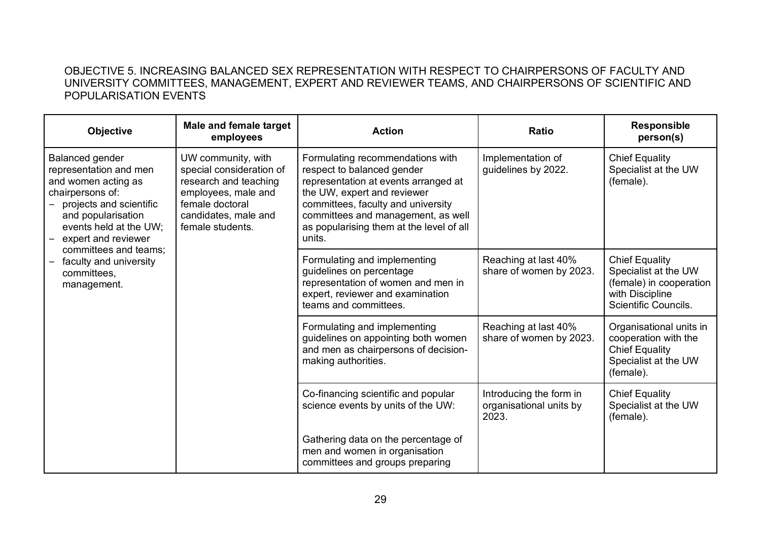OBJECTIVE 5. INCREASING BALANCED SEX REPRESENTATION WITH RESPECT TO CHAIRPERSONS OF FACULTY AND UNIVERSITY COMMITTEES, MANAGEMENT, EXPERT AND REVIEWER TEAMS, AND CHAIRPERSONS OF SCIENTIFIC AND POPULARISATION EVENTS

| Objective | Male and female target employees | Action | Ratio | Responsible person(s) |
|---|---|---|---|---|
| Balanced gender representation and men and women acting as chairpersons of:<br>– projects and scientific and popularisation events held at the UW;<br>– expert and reviewer committees and teams;<br>– faculty and university committees, management. | UW community, with special consideration of research and teaching employees, male and female doctoral candidates, male and female students. | Formulating recommendations with respect to balanced gender representation at events arranged at the UW, expert and reviewer committees, faculty and university committees and management, as well as popularising them at the level of all units. | Implementation of guidelines by 2022. | Chief Equality Specialist at the UW (female). |
| | | Formulating and implementing guidelines on percentage representation of women and men in expert, reviewer and examination teams and committees. | Reaching at last 40% share of women by 2023. | Chief Equality Specialist at the UW (female) in cooperation with Discipline Scientific Councils. |
| | | Formulating and implementing guidelines on appointing both women and men as chairpersons of decision-making authorities. | Reaching at last 40% share of women by 2023. | Organisational units in cooperation with the Chief Equality Specialist at the UW (female). |
| | | Co-financing scientific and popular science events by units of the UW:<br><br>Gathering data on the percentage of men and women in organisation committees and groups preparing | Introducing the form in organisational units by 2023. | Chief Equality Specialist at the UW (female). |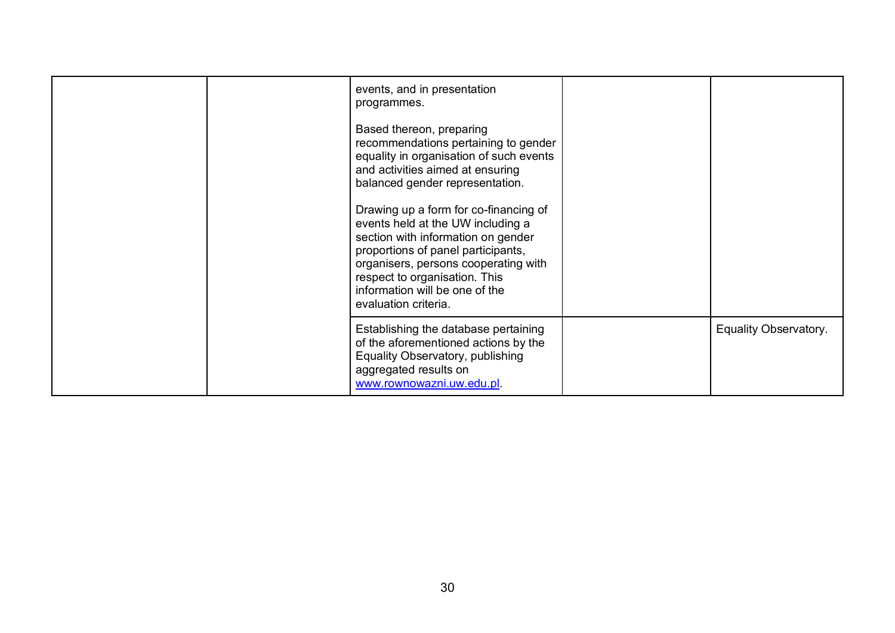| | | | | |
|---|---|---|---|---|
| | | events, and in presentation programmes.<br><br>Based thereon, preparing recommendations pertaining to gender equality in organisation of such events and activities aimed at ensuring balanced gender representation.<br><br>Drawing up a form for co-financing of events held at the UW including a section with information on gender proportions of panel participants, organisers, persons cooperating with respect to organisation. This information will be one of the evaluation criteria. | | |
| | | Establishing the database pertaining of the aforementioned actions by the Equality Observatory, publishing aggregated results on www.rownowazni.uw.edu.pl. | | Equality Observatory. |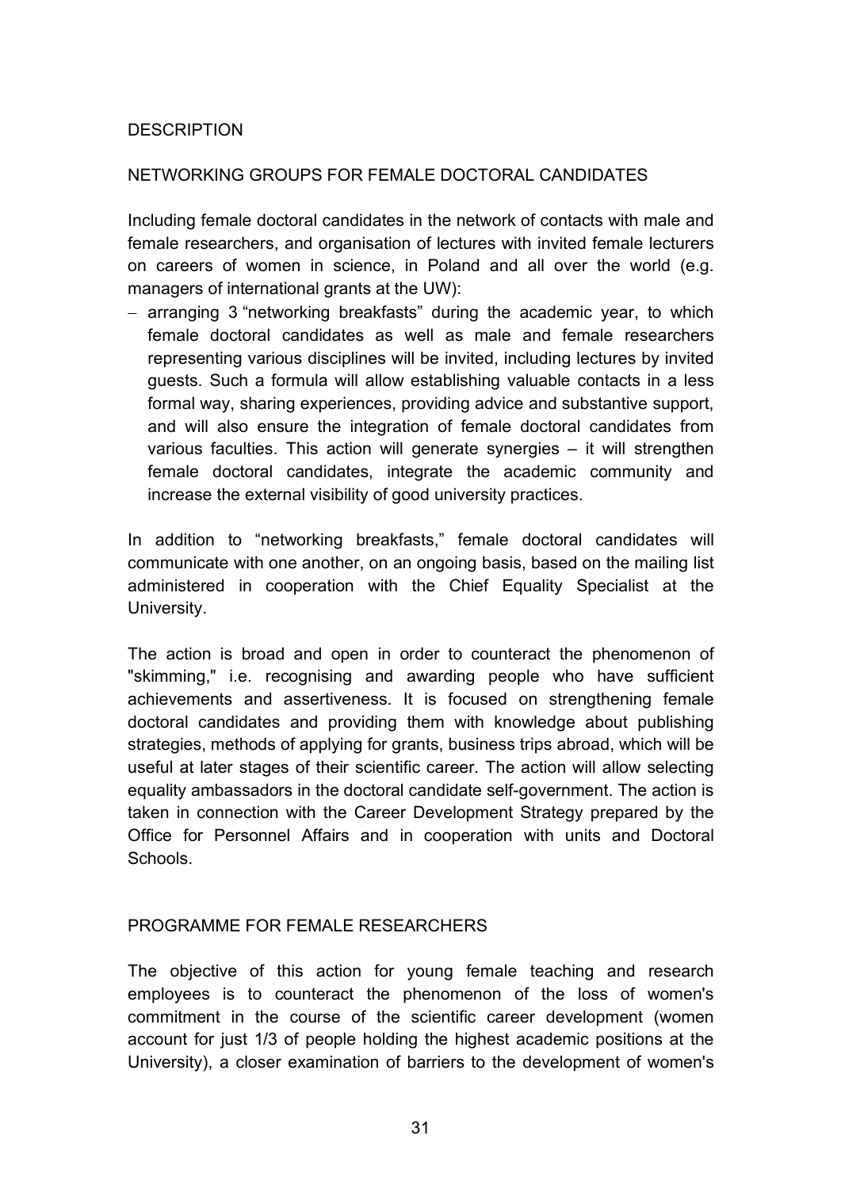DESCRIPTION

NETWORKING GROUPS FOR FEMALE DOCTORAL CANDIDATES

Including female doctoral candidates in the network of contacts with male and female researchers, and organisation of lectures with invited female lecturers on careers of women in science, in Poland and all over the world (e.g. managers of international grants at the UW):

- arranging 3 "networking breakfasts" during the academic year, to which female doctoral candidates as well as male and female researchers representing various disciplines will be invited, including lectures by invited guests. Such a formula will allow establishing valuable contacts in a less formal way, sharing experiences, providing advice and substantive support, and will also ensure the integration of female doctoral candidates from various faculties. This action will generate synergies – it will strengthen female doctoral candidates, integrate the academic community and increase the external visibility of good university practices.

In addition to "networking breakfasts," female doctoral candidates will communicate with one another, on an ongoing basis, based on the mailing list administered in cooperation with the Chief Equality Specialist at the University.

The action is broad and open in order to counteract the phenomenon of "skimming," i.e. recognising and awarding people who have sufficient achievements and assertiveness. It is focused on strengthening female doctoral candidates and providing them with knowledge about publishing strategies, methods of applying for grants, business trips abroad, which will be useful at later stages of their scientific career. The action will allow selecting equality ambassadors in the doctoral candidate self-government. The action is taken in connection with the Career Development Strategy prepared by the Office for Personnel Affairs and in cooperation with units and Doctoral Schools.

PROGRAMME FOR FEMALE RESEARCHERS

The objective of this action for young female teaching and research employees is to counteract the phenomenon of the loss of women's commitment in the course of the scientific career development (women account for just 1/3 of people holding the highest academic positions at the University), a closer examination of barriers to the development of women's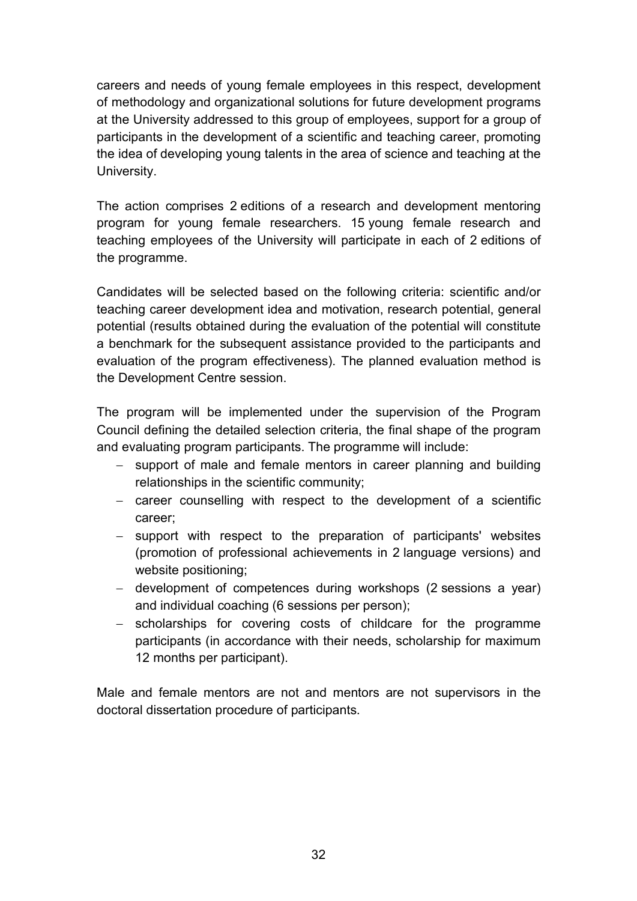careers and needs of young female employees in this respect, development of methodology and organizational solutions for future development programs at the University addressed to this group of employees, support for a group of participants in the development of a scientific and teaching career, promoting the idea of developing young talents in the area of science and teaching at the University.

The action comprises 2 editions of a research and development mentoring program for young female researchers. 15 young female research and teaching employees of the University will participate in each of 2 editions of the programme.

Candidates will be selected based on the following criteria: scientific and/or teaching career development idea and motivation, research potential, general potential (results obtained during the evaluation of the potential will constitute a benchmark for the subsequent assistance provided to the participants and evaluation of the program effectiveness). The planned evaluation method is the Development Centre session.

The program will be implemented under the supervision of the Program Council defining the detailed selection criteria, the final shape of the program and evaluating program participants. The programme will include:

- support of male and female mentors in career planning and building relationships in the scientific community;
- career counselling with respect to the development of a scientific career;
- support with respect to the preparation of participants' websites (promotion of professional achievements in 2 language versions) and website positioning;
- development of competences during workshops (2 sessions a year) and individual coaching (6 sessions per person);
- scholarships for covering costs of childcare for the programme participants (in accordance with their needs, scholarship for maximum 12 months per participant).

Male and female mentors are not and mentors are not supervisors in the doctoral dissertation procedure of participants.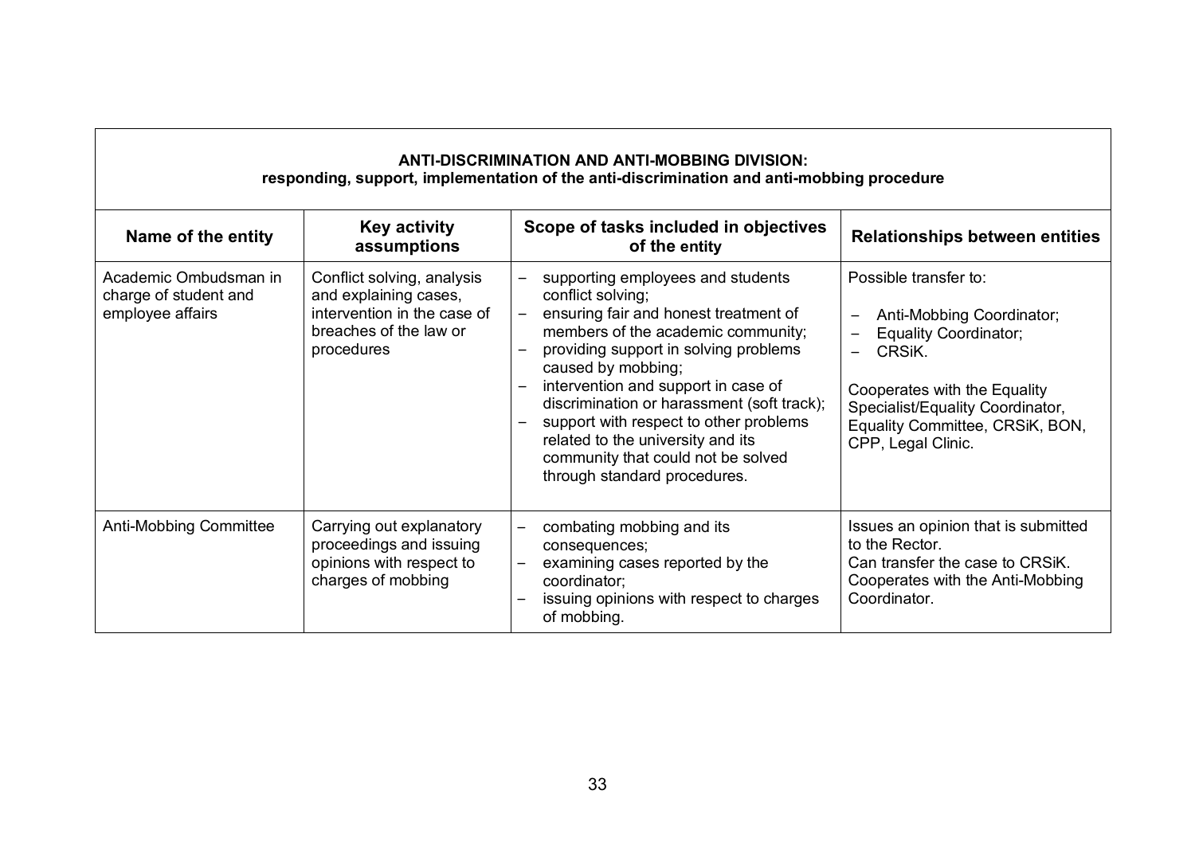| **ANTI-DISCRIMINATION AND ANTI-MOBBING DIVISION:** responding, support, implementation of the anti-discrimination and anti-mobbing procedure | | | |
|---|---|---|---|
| **Name of the entity** | **Key activity assumptions** | **Scope of tasks included in objectives of the entity** | **Relationships between entities** |
| Academic Ombudsman in charge of student and employee affairs | Conflict solving, analysis and explaining cases, intervention in the case of breaches of the law or procedures | – supporting employees and students conflict solving;<br>– ensuring fair and honest treatment of members of the academic community;<br>– providing support in solving problems caused by mobbing;<br>– intervention and support in case of discrimination or harassment (soft track);<br>– support with respect to other problems related to the university and its community that could not be solved through standard procedures. | Possible transfer to:<br>– Anti-Mobbing Coordinator;<br>– Equality Coordinator;<br>– CRSiK.<br><br>Cooperates with the Equality Specialist/Equality Coordinator, Equality Committee, CRSiK, BON, CPP, Legal Clinic. |
| Anti-Mobbing Committee | Carrying out explanatory proceedings and issuing opinions with respect to charges of mobbing | – combating mobbing and its consequences;<br>– examining cases reported by the coordinator;<br>– issuing opinions with respect to charges of mobbing. | Issues an opinion that is submitted to the Rector.<br>Can transfer the case to CRSiK.<br>Cooperates with the Anti-Mobbing Coordinator. |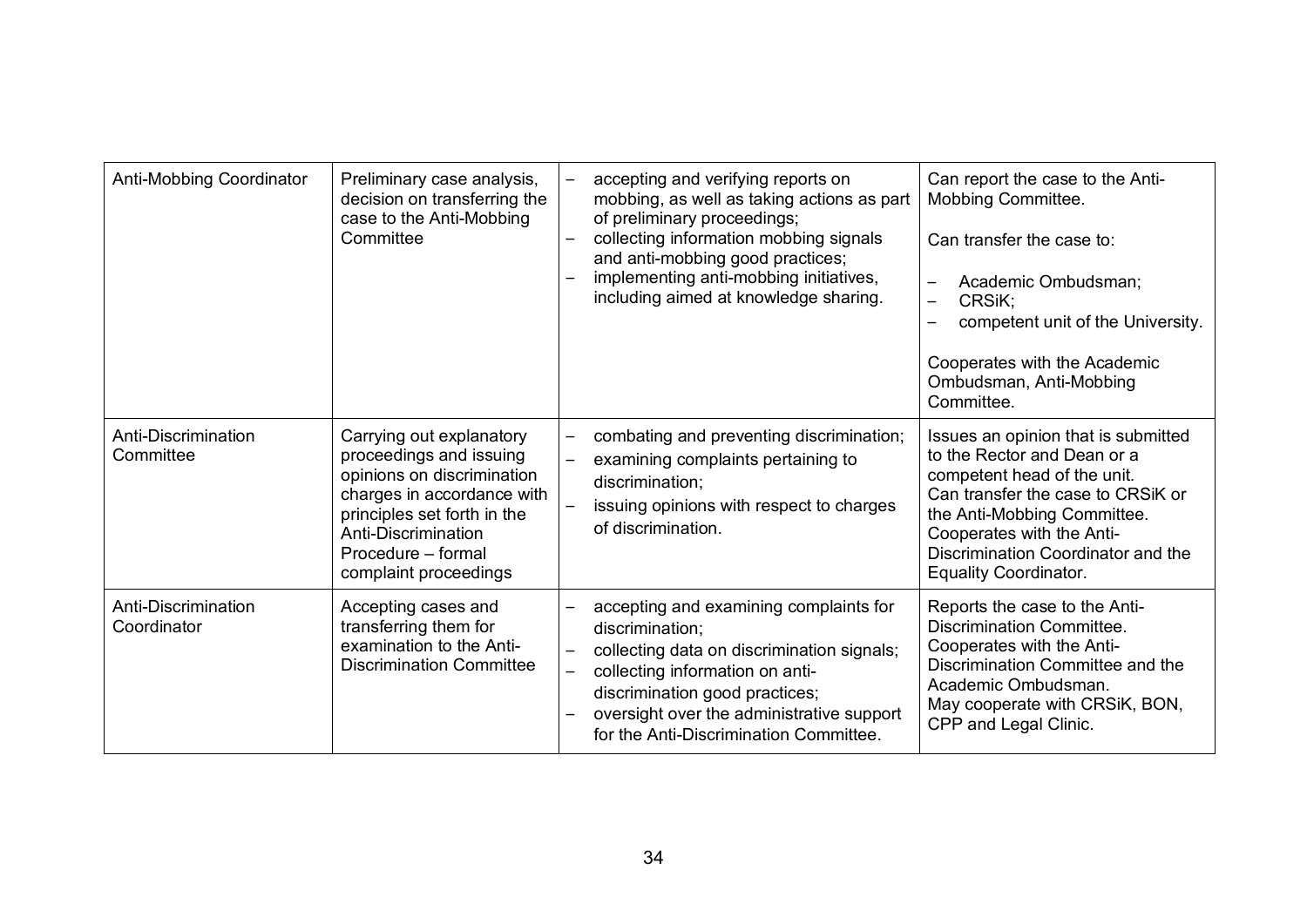| | | | |
|---|---|---|---|
| Anti-Mobbing Coordinator | Preliminary case analysis, decision on transferring the case to the Anti-Mobbing Committee | – accepting and verifying reports on mobbing, as well as taking actions as part of preliminary proceedings;<br>– collecting information mobbing signals and anti-mobbing good practices;<br>– implementing anti-mobbing initiatives, including aimed at knowledge sharing. | Can report the case to the Anti-Mobbing Committee.<br><br>Can transfer the case to:<br><br>– Academic Ombudsman;<br>– CRSiK;<br>– competent unit of the University.<br><br>Cooperates with the Academic Ombudsman, Anti-Mobbing Committee. |
| Anti-Discrimination Committee | Carrying out explanatory proceedings and issuing opinions on discrimination charges in accordance with principles set forth in the Anti-Discrimination Procedure – formal complaint proceedings | – combating and preventing discrimination;<br>– examining complaints pertaining to discrimination;<br>– issuing opinions with respect to charges of discrimination. | Issues an opinion that is submitted to the Rector and Dean or a competent head of the unit.<br>Can transfer the case to CRSiK or the Anti-Mobbing Committee.<br>Cooperates with the Anti-Discrimination Coordinator and the Equality Coordinator. |
| Anti-Discrimination Coordinator | Accepting cases and transferring them for examination to the Anti-Discrimination Committee | – accepting and examining complaints for discrimination;<br>– collecting data on discrimination signals;<br>– collecting information on anti-discrimination good practices;<br>– oversight over the administrative support for the Anti-Discrimination Committee. | Reports the case to the Anti-Discrimination Committee.<br>Cooperates with the Anti-Discrimination Committee and the Academic Ombudsman.<br>May cooperate with CRSiK, BON, CPP and Legal Clinic. |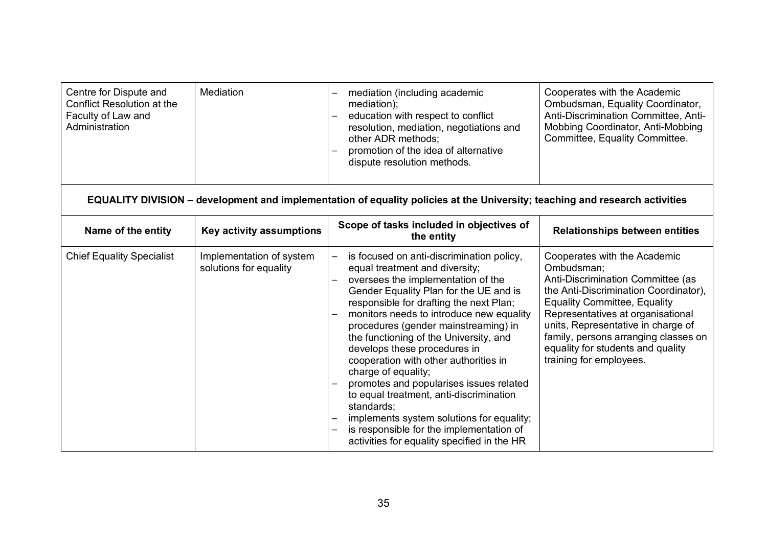| | | | |
|---|---|---|---|
| Centre for Dispute and Conflict Resolution at the Faculty of Law and Administration | Mediation | – mediation (including academic mediation);<br>– education with respect to conflict resolution, mediation, negotiations and other ADR methods;<br>– promotion of the idea of alternative dispute resolution methods. | Cooperates with the Academic Ombudsman, Equality Coordinator, Anti-Discrimination Committee, Anti-Mobbing Coordinator, Anti-Mobbing Committee, Equality Committee. |

**EQUALITY DIVISION – development and implementation of equality policies at the University; teaching and research activities**

| Name of the entity | Key activity assumptions | Scope of tasks included in objectives of the entity | Relationships between entities |
|---|---|---|---|
| Chief Equality Specialist | Implementation of system solutions for equality | – is focused on anti-discrimination policy, equal treatment and diversity;<br>– oversees the implementation of the Gender Equality Plan for the UE and is responsible for drafting the next Plan;<br>– monitors needs to introduce new equality procedures (gender mainstreaming) in the functioning of the University, and develops these procedures in cooperation with other authorities in charge of equality;<br>– promotes and popularises issues related to equal treatment, anti-discrimination standards;<br>– implements system solutions for equality;<br>– is responsible for the implementation of activities for equality specified in the HR | Cooperates with the Academic Ombudsman;<br>Anti-Discrimination Committee (as the Anti-Discrimination Coordinator), Equality Committee, Equality Representatives at organisational units, Representative in charge of family, persons arranging classes on equality for students and quality training for employees. |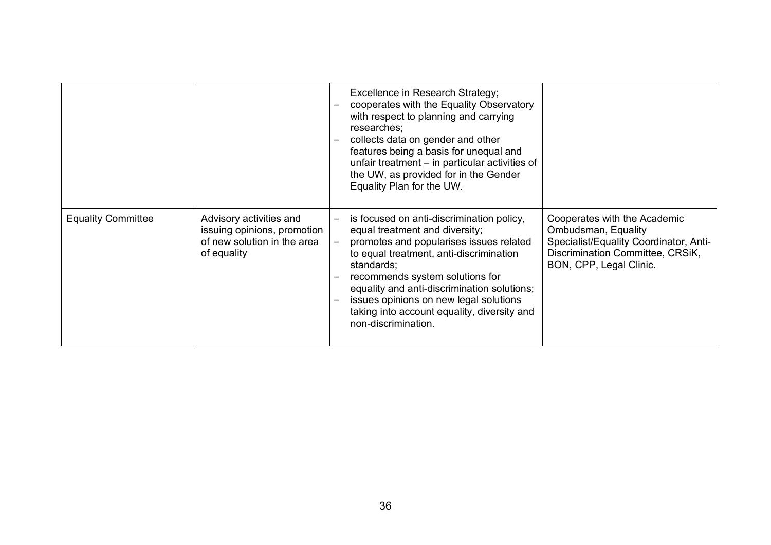| | | | |
|---|---|---|---|
| | | Excellence in Research Strategy;<br>– cooperates with the Equality Observatory with respect to planning and carrying researches;<br>– collects data on gender and other features being a basis for unequal and unfair treatment – in particular activities of the UW, as provided for in the Gender Equality Plan for the UW. | |
| Equality Committee | Advisory activities and issuing opinions, promotion of new solution in the area of equality | – is focused on anti-discrimination policy, equal treatment and diversity;<br>– promotes and popularises issues related to equal treatment, anti-discrimination standards;<br>– recommends system solutions for equality and anti-discrimination solutions;<br>– issues opinions on new legal solutions taking into account equality, diversity and non-discrimination. | Cooperates with the Academic Ombudsman, Equality Specialist/Equality Coordinator, Anti-Discrimination Committee, CRSiK, BON, CPP, Legal Clinic. |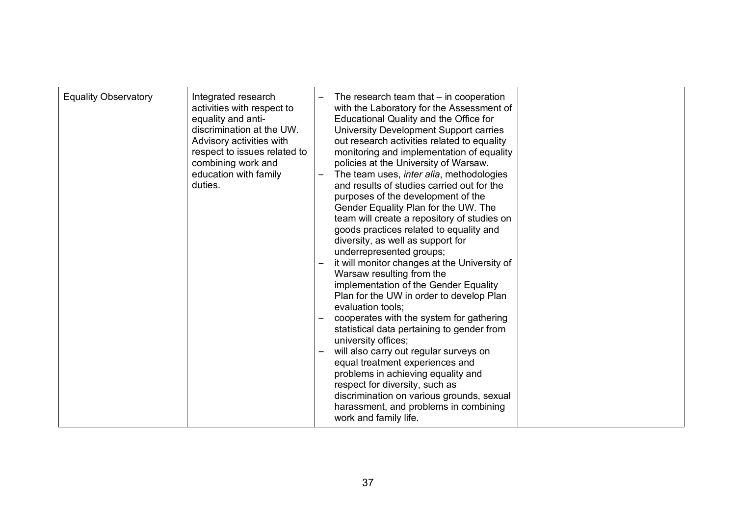| | | | |
|---|---|---|---|
| Equality Observatory | Integrated research activities with respect to equality and anti-discrimination at the UW. Advisory activities with respect to issues related to combining work and education with family duties. | – The research team that – in cooperation with the Laboratory for the Assessment of Educational Quality and the Office for University Development Support carries out research activities related to equality monitoring and implementation of equality policies at the University of Warsaw.<br>– The team uses, *inter alia*, methodologies and results of studies carried out for the purposes of the development of the Gender Equality Plan for the UW. The team will create a repository of studies on goods practices related to equality and diversity, as well as support for underrepresented groups;<br>– it will monitor changes at the University of Warsaw resulting from the implementation of the Gender Equality Plan for the UW in order to develop Plan evaluation tools;<br>– cooperates with the system for gathering statistical data pertaining to gender from university offices;<br>– will also carry out regular surveys on equal treatment experiences and problems in achieving equality and respect for diversity, such as discrimination on various grounds, sexual harassment, and problems in combining work and family life. | |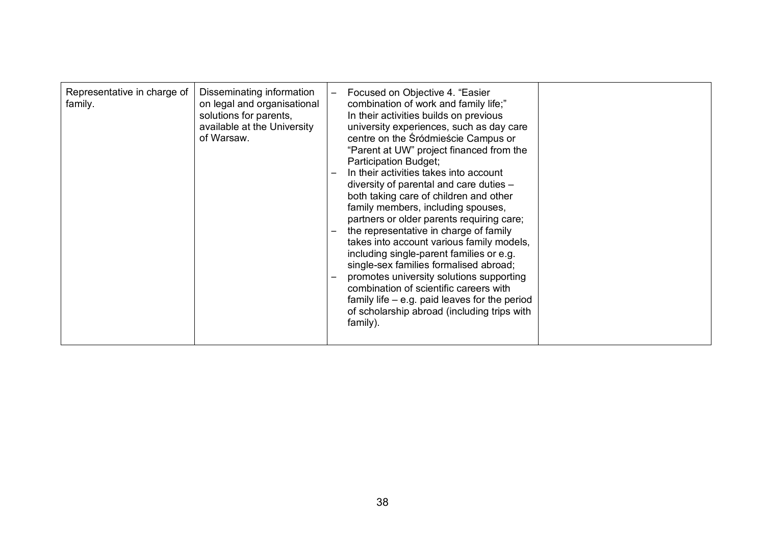| Representative in charge of family. | Disseminating information on legal and organisational solutions for parents, available at the University of Warsaw. | – Focused on Objective 4. "Easier combination of work and family life;" In their activities builds on previous university experiences, such as day care centre on the Śródmieście Campus or "Parent at UW" project financed from the Participation Budget;<br>– In their activities takes into account diversity of parental and care duties – both taking care of children and other family members, including spouses, partners or older parents requiring care;<br>– the representative in charge of family takes into account various family models, including single-parent families or e.g. single-sex families formalised abroad;<br>– promotes university solutions supporting combination of scientific careers with family life – e.g. paid leaves for the period of scholarship abroad (including trips with family). | |
|---|---|---|---|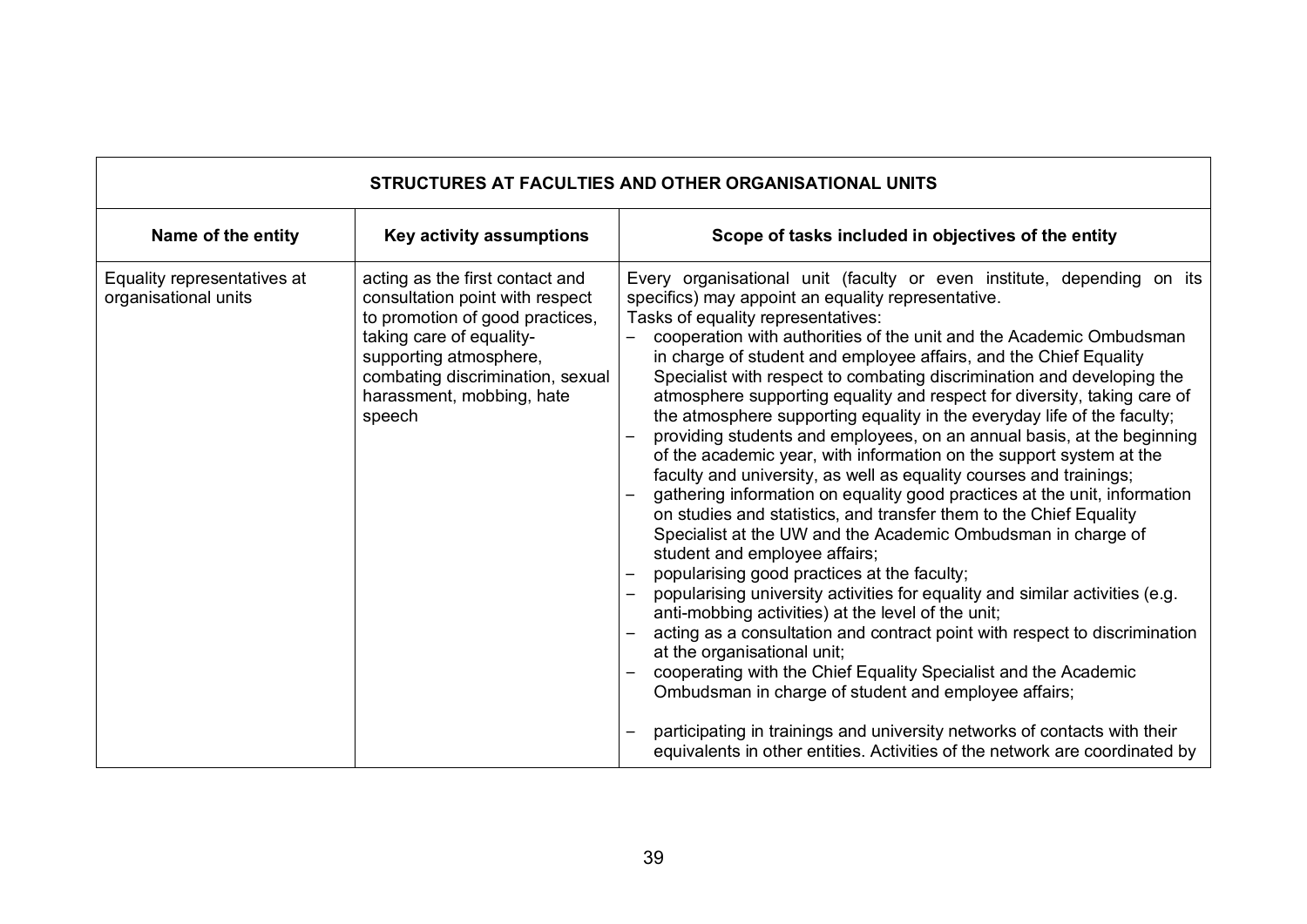| STRUCTURES AT FACULTIES AND OTHER ORGANISATIONAL UNITS | | |
|---|---|---|
| **Name of the entity** | **Key activity assumptions** | **Scope of tasks included in objectives of the entity** |
| Equality representatives at organisational units | acting as the first contact and consultation point with respect to promotion of good practices, taking care of equality-supporting atmosphere, combating discrimination, sexual harassment, mobbing, hate speech | Every organisational unit (faculty or even institute, depending on its specifics) may appoint an equality representative.<br>Tasks of equality representatives:<br>– cooperation with authorities of the unit and the Academic Ombudsman in charge of student and employee affairs, and the Chief Equality Specialist with respect to combating discrimination and developing the atmosphere supporting equality and respect for diversity, taking care of the atmosphere supporting equality in the everyday life of the faculty;<br>– providing students and employees, on an annual basis, at the beginning of the academic year, with information on the support system at the faculty and university, as well as equality courses and trainings;<br>– gathering information on equality good practices at the unit, information on studies and statistics, and transfer them to the Chief Equality Specialist at the UW and the Academic Ombudsman in charge of student and employee affairs;<br>– popularising good practices at the faculty;<br>– popularising university activities for equality and similar activities (e.g. anti-mobbing activities) at the level of the unit;<br>– acting as a consultation and contract point with respect to discrimination at the organisational unit;<br>– cooperating with the Chief Equality Specialist and the Academic Ombudsman in charge of student and employee affairs;<br>– participating in trainings and university networks of contacts with their equivalents in other entities. Activities of the network are coordinated by |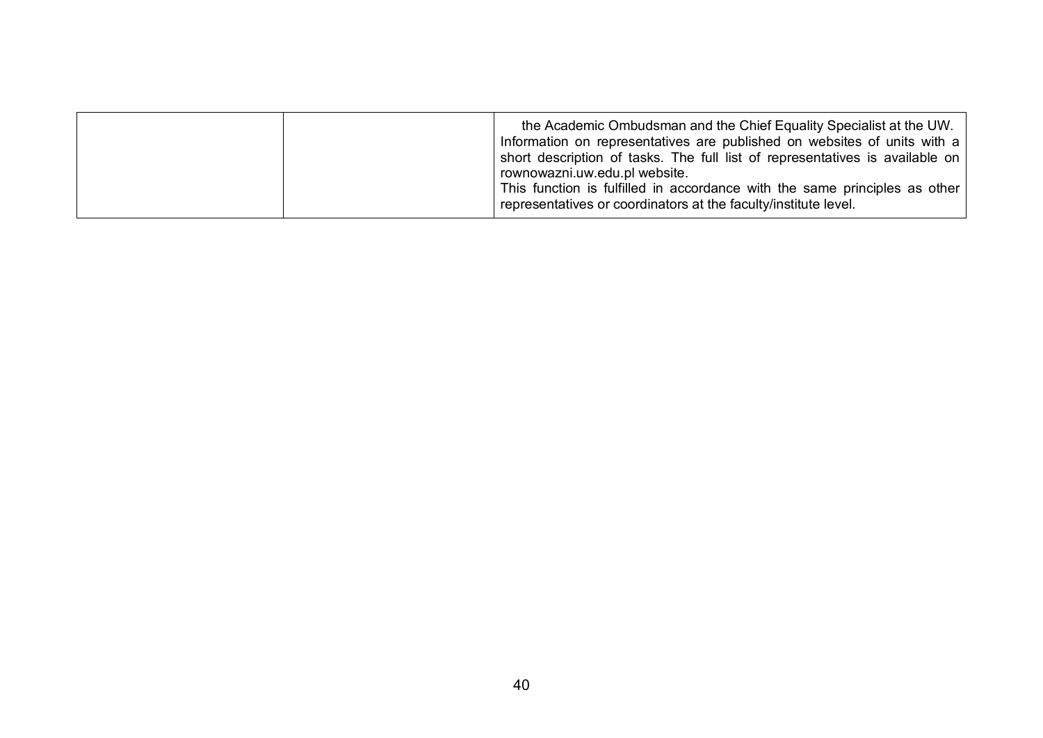| | | |
|---|---|---|
| | | the Academic Ombudsman and the Chief Equality Specialist at the UW.<br>Information on representatives are published on websites of units with a short description of tasks. The full list of representatives is available on rownowazni.uw.edu.pl website.<br>This function is fulfilled in accordance with the same principles as other representatives or coordinators at the faculty/institute level. |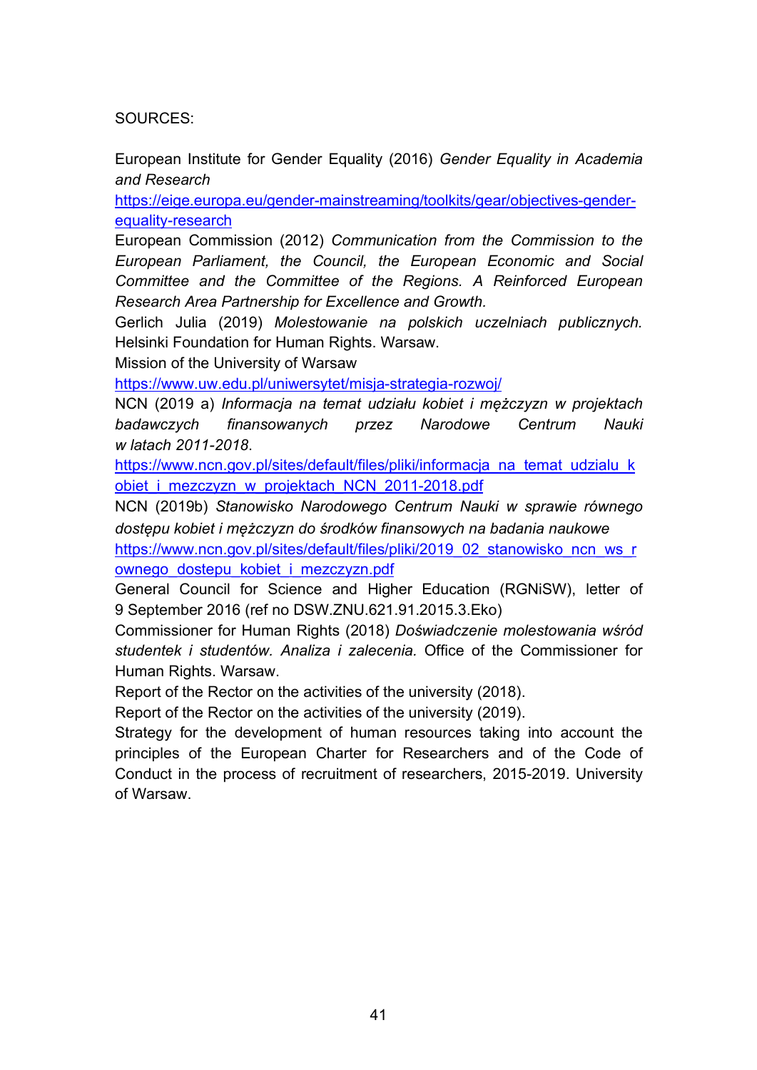SOURCES:

European Institute for Gender Equality (2016) *Gender Equality in Academia and Research*
https://eige.europa.eu/gender-mainstreaming/toolkits/gear/objectives-gender-equality-research

European Commission (2012) *Communication from the Commission to the European Parliament, the Council, the European Economic and Social Committee and the Committee of the Regions. A Reinforced European Research Area Partnership for Excellence and Growth.*

Gerlich Julia (2019) *Molestowanie na polskich uczelniach publicznych.* Helsinki Foundation for Human Rights. Warsaw.

Mission of the University of Warsaw
https://www.uw.edu.pl/uniwersytet/misja-strategia-rozwoj/

NCN (2019 a) *Informacja na temat udziału kobiet i mężczyzn w projektach badawczych finansowanych przez Narodowe Centrum Nauki w latach 2011-2018.*
https://www.ncn.gov.pl/sites/default/files/pliki/informacja_na_temat_udzialu_kobiet_i_mezczyzn_w_projektach_NCN_2011-2018.pdf

NCN (2019b) *Stanowisko Narodowego Centrum Nauki w sprawie równego dostępu kobiet i mężczyzn do środków finansowych na badania naukowe*
https://www.ncn.gov.pl/sites/default/files/pliki/2019_02_stanowisko_ncn_ws_rownego_dostepu_kobiet_i_mezczyzn.pdf

General Council for Science and Higher Education (RGNiSW), letter of 9 September 2016 (ref no DSW.ZNU.621.91.2015.3.Eko)

Commissioner for Human Rights (2018) *Doświadczenie molestowania wśród studentek i studentów. Analiza i zalecenia.* Office of the Commissioner for Human Rights. Warsaw.

Report of the Rector on the activities of the university (2018).

Report of the Rector on the activities of the university (2019).

Strategy for the development of human resources taking into account the principles of the European Charter for Researchers and of the Code of Conduct in the process of recruitment of researchers, 2015-2019. University of Warsaw.